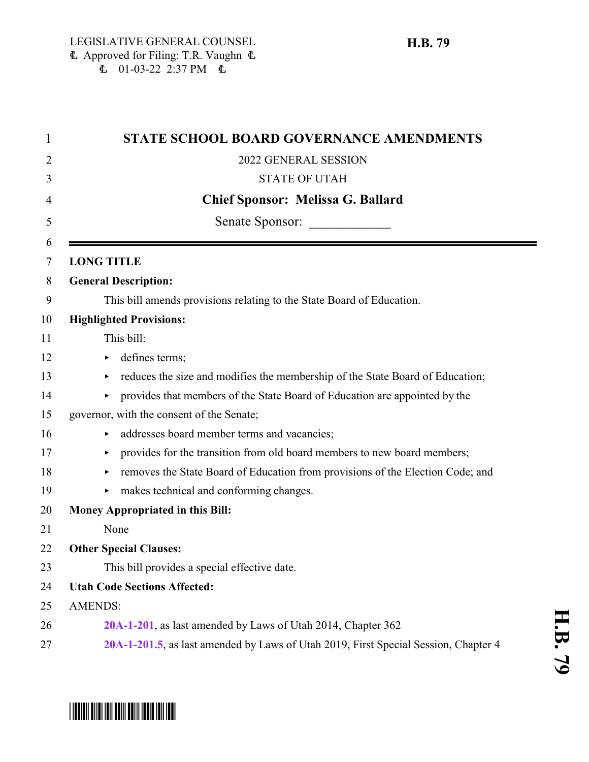LEGISLATIVE GENERAL COUNSEL
Approved for Filing: T.R. Vaughn
01-03-22 2:37 PM

**H.B. 79**

# STATE SCHOOL BOARD GOVERNANCE AMENDMENTS

2022 GENERAL SESSION

STATE OF UTAH

**Chief Sponsor: Melissa G. Ballard**

Senate Sponsor: ____________

---

**LONG TITLE**

**General Description:**

This bill amends provisions relating to the State Board of Education.

**Highlighted Provisions:**

This bill:

- defines terms;
- reduces the size and modifies the membership of the State Board of Education;
- provides that members of the State Board of Education are appointed by the governor, with the consent of the Senate;
- addresses board member terms and vacancies;
- provides for the transition from old board members to new board members;
- removes the State Board of Education from provisions of the Election Code; and
- makes technical and conforming changes.

**Money Appropriated in this Bill:**

None

**Other Special Clauses:**

This bill provides a special effective date.

**Utah Code Sections Affected:**

AMENDS:

**20A-1-201**, as last amended by Laws of Utah 2014, Chapter 362

**20A-1-201.5**, as last amended by Laws of Utah 2019, First Special Session, Chapter 4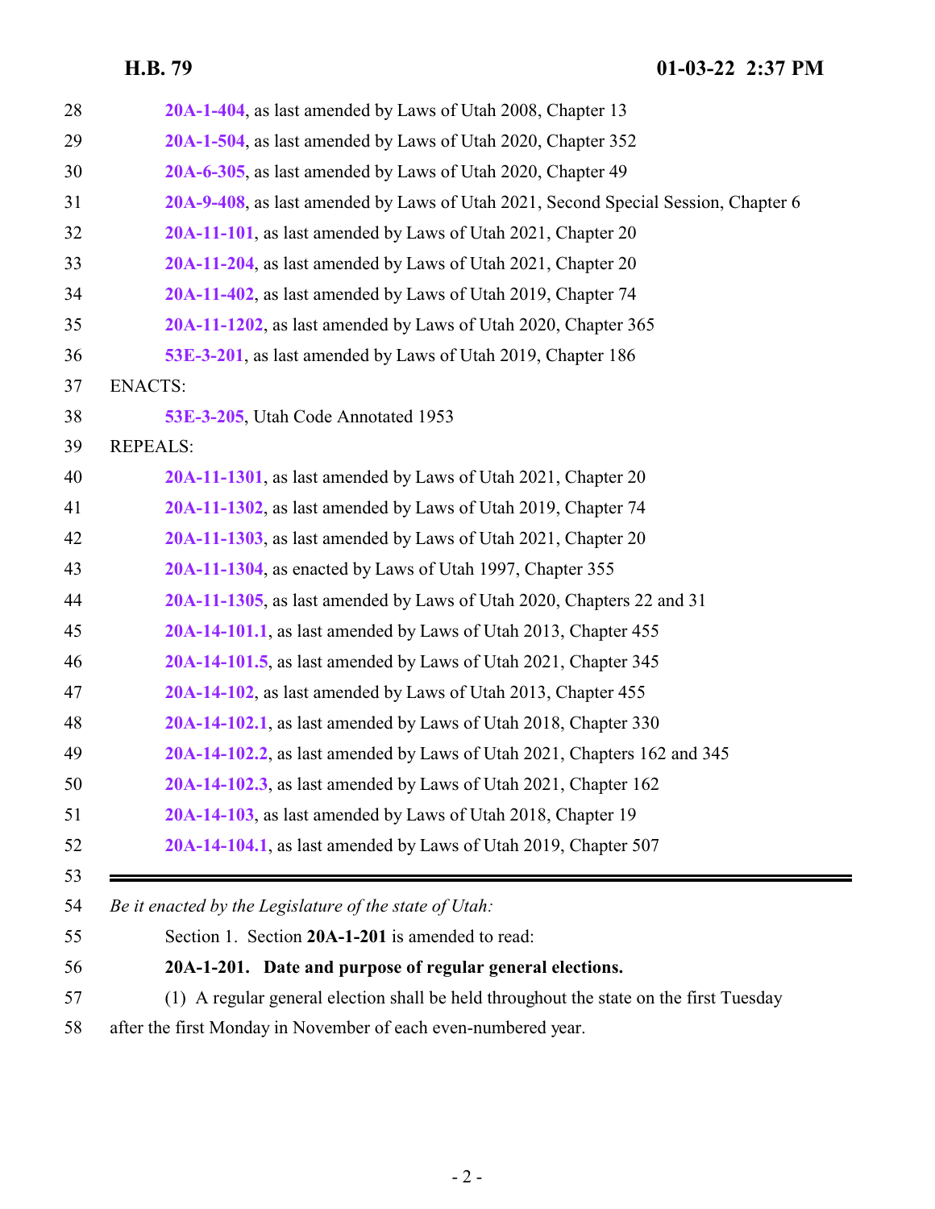**20A-1-404**, as last amended by Laws of Utah 2008, Chapter 13

**20A-1-504**, as last amended by Laws of Utah 2020, Chapter 352

**20A-6-305**, as last amended by Laws of Utah 2020, Chapter 49

**20A-9-408**, as last amended by Laws of Utah 2021, Second Special Session, Chapter 6

**20A-11-101**, as last amended by Laws of Utah 2021, Chapter 20

**20A-11-204**, as last amended by Laws of Utah 2021, Chapter 20

**20A-11-402**, as last amended by Laws of Utah 2019, Chapter 74

**20A-11-1202**, as last amended by Laws of Utah 2020, Chapter 365

**53E-3-201**, as last amended by Laws of Utah 2019, Chapter 186

ENACTS:

**53E-3-205**, Utah Code Annotated 1953

REPEALS:

**20A-11-1301**, as last amended by Laws of Utah 2021, Chapter 20

**20A-11-1302**, as last amended by Laws of Utah 2019, Chapter 74

**20A-11-1303**, as last amended by Laws of Utah 2021, Chapter 20

**20A-11-1304**, as enacted by Laws of Utah 1997, Chapter 355

**20A-11-1305**, as last amended by Laws of Utah 2020, Chapters 22 and 31

**20A-14-101.1**, as last amended by Laws of Utah 2013, Chapter 455

**20A-14-101.5**, as last amended by Laws of Utah 2021, Chapter 345

**20A-14-102**, as last amended by Laws of Utah 2013, Chapter 455

**20A-14-102.1**, as last amended by Laws of Utah 2018, Chapter 330

**20A-14-102.2**, as last amended by Laws of Utah 2021, Chapters 162 and 345

**20A-14-102.3**, as last amended by Laws of Utah 2021, Chapter 162

**20A-14-103**, as last amended by Laws of Utah 2018, Chapter 19

**20A-14-104.1**, as last amended by Laws of Utah 2019, Chapter 507

---

*Be it enacted by the Legislature of the state of Utah:*

Section 1. Section **20A-1-201** is amended to read:

**20A-1-201. Date and purpose of regular general elections.**

(1) A regular general election shall be held throughout the state on the first Tuesday after the first Monday in November of each even-numbered year.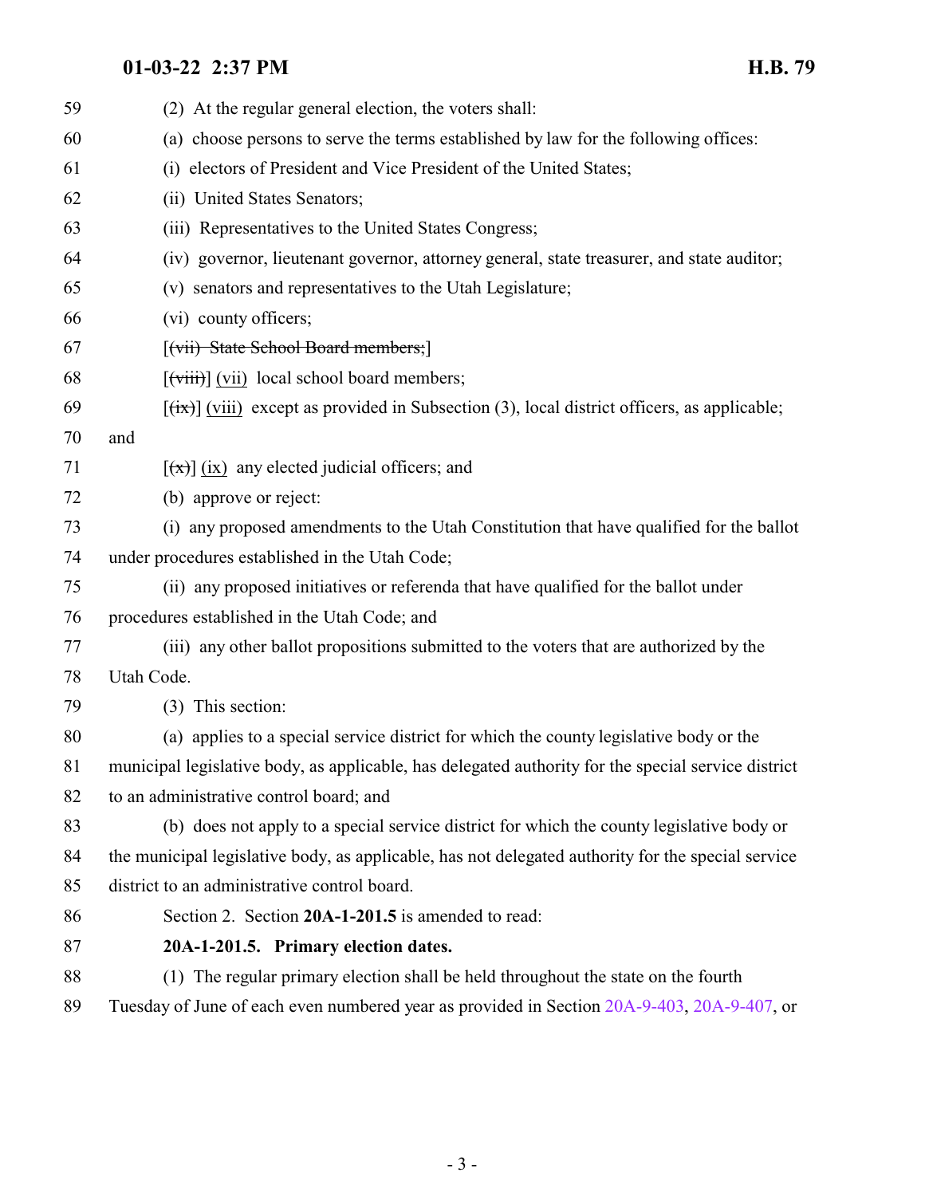(2) At the regular general election, the voters shall:

(a) choose persons to serve the terms established by law for the following offices:

(i) electors of President and Vice President of the United States;

(ii) United States Senators;

(iii) Representatives to the United States Congress;

(iv) governor, lieutenant governor, attorney general, state treasurer, and state auditor;

(v) senators and representatives to the Utah Legislature;

(vi) county officers;

[~~(vii) State School Board members;~~]

[~~(viii)~~] (vii) local school board members;

[~~(ix)~~] (viii) except as provided in Subsection (3), local district officers, as applicable; and

[~~(x)~~] (ix) any elected judicial officers; and

(b) approve or reject:

(i) any proposed amendments to the Utah Constitution that have qualified for the ballot under procedures established in the Utah Code;

(ii) any proposed initiatives or referenda that have qualified for the ballot under procedures established in the Utah Code; and

(iii) any other ballot propositions submitted to the voters that are authorized by the Utah Code.

(3) This section:

(a) applies to a special service district for which the county legislative body or the municipal legislative body, as applicable, has delegated authority for the special service district to an administrative control board; and

(b) does not apply to a special service district for which the county legislative body or the municipal legislative body, as applicable, has not delegated authority for the special service district to an administrative control board.

Section 2. Section **20A-1-201.5** is amended to read:

**20A-1-201.5. Primary election dates.**

(1) The regular primary election shall be held throughout the state on the fourth Tuesday of June of each even numbered year as provided in Section 20A-9-403, 20A-9-407, or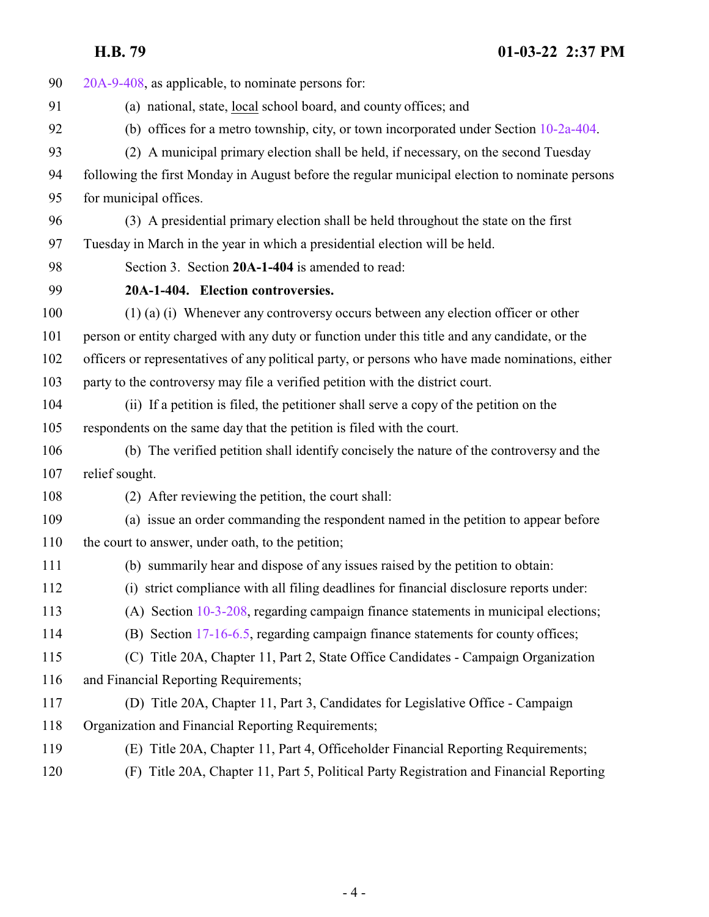20A-9-408, as applicable, to nominate persons for:

(a) national, state, <u>local</u> school board, and county offices; and

(b) offices for a metro township, city, or town incorporated under Section 10-2a-404.

(2) A municipal primary election shall be held, if necessary, on the second Tuesday following the first Monday in August before the regular municipal election to nominate persons for municipal offices.

(3) A presidential primary election shall be held throughout the state on the first Tuesday in March in the year in which a presidential election will be held.

Section 3. Section **20A-1-404** is amended to read:

**20A-1-404. Election controversies.**

(1) (a) (i) Whenever any controversy occurs between any election officer or other person or entity charged with any duty or function under this title and any candidate, or the officers or representatives of any political party, or persons who have made nominations, either party to the controversy may file a verified petition with the district court.

(ii) If a petition is filed, the petitioner shall serve a copy of the petition on the respondents on the same day that the petition is filed with the court.

(b) The verified petition shall identify concisely the nature of the controversy and the relief sought.

(2) After reviewing the petition, the court shall:

(a) issue an order commanding the respondent named in the petition to appear before the court to answer, under oath, to the petition;

(b) summarily hear and dispose of any issues raised by the petition to obtain:

(i) strict compliance with all filing deadlines for financial disclosure reports under:

(A) Section 10-3-208, regarding campaign finance statements in municipal elections;

(B) Section 17-16-6.5, regarding campaign finance statements for county offices;

(C) Title 20A, Chapter 11, Part 2, State Office Candidates - Campaign Organization and Financial Reporting Requirements;

(D) Title 20A, Chapter 11, Part 3, Candidates for Legislative Office - Campaign Organization and Financial Reporting Requirements;

(E) Title 20A, Chapter 11, Part 4, Officeholder Financial Reporting Requirements;

(F) Title 20A, Chapter 11, Part 5, Political Party Registration and Financial Reporting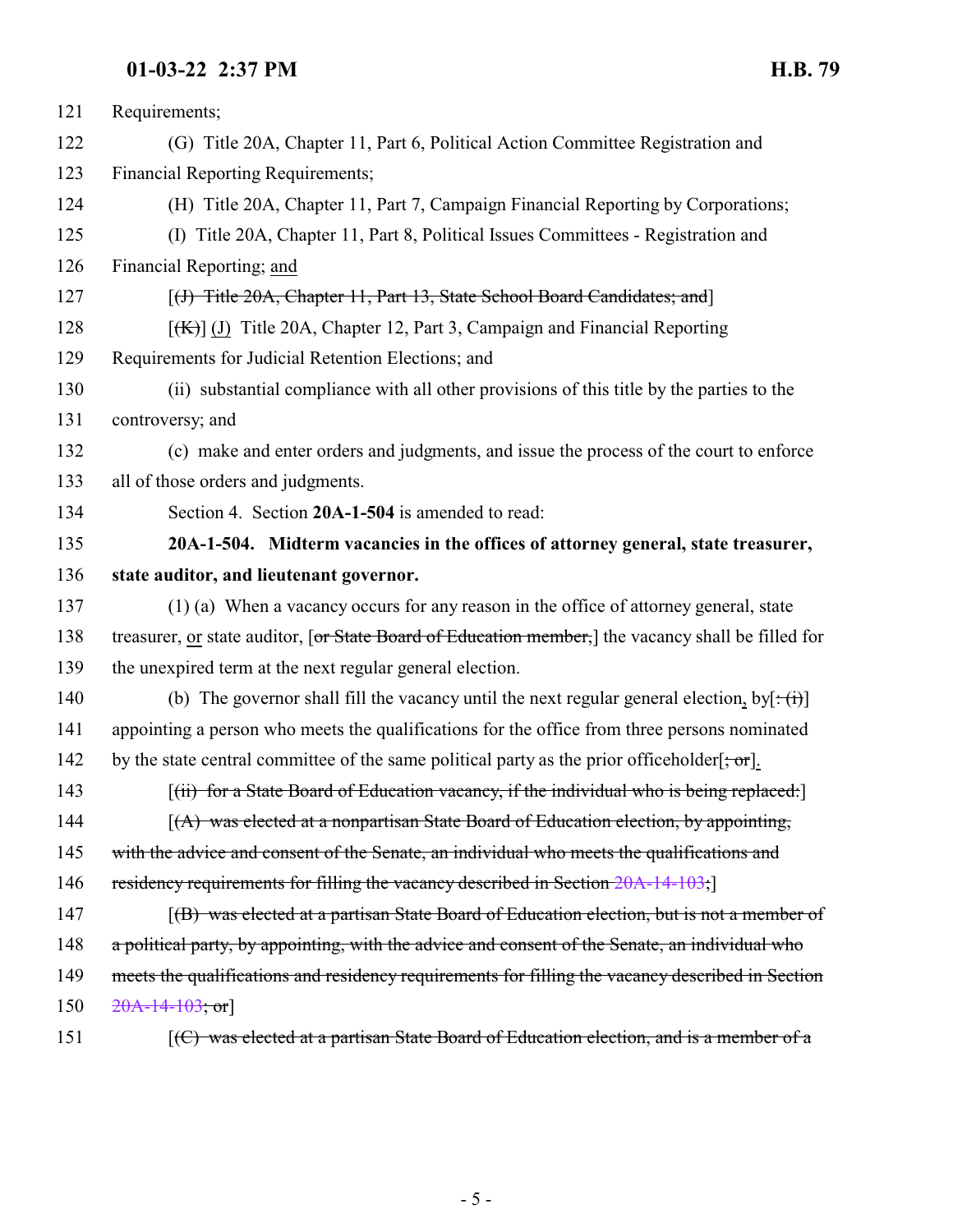121 Requirements;

122 (G) Title 20A, Chapter 11, Part 6, Political Action Committee Registration and

123 Financial Reporting Requirements;

124 (H) Title 20A, Chapter 11, Part 7, Campaign Financial Reporting by Corporations;

125 (I) Title 20A, Chapter 11, Part 8, Political Issues Committees - Registration and

126 Financial Reporting; and

127 [~~(J) Title 20A, Chapter 11, Part 13, State School Board Candidates; and~~]

128 [~~(K)~~] (J) Title 20A, Chapter 12, Part 3, Campaign and Financial Reporting

129 Requirements for Judicial Retention Elections; and

130 (ii) substantial compliance with all other provisions of this title by the parties to the

131 controversy; and

132 (c) make and enter orders and judgments, and issue the process of the court to enforce

133 all of those orders and judgments.

134 Section 4. Section **20A-1-504** is amended to read:

135 **20A-1-504. Midterm vacancies in the offices of attorney general, state treasurer,**

136 **state auditor, and lieutenant governor.**

137 (1) (a) When a vacancy occurs for any reason in the office of attorney general, state

138 treasurer, or state auditor, [~~or State Board of Education member,~~] the vacancy shall be filled for

139 the unexpired term at the next regular general election.

140 (b) The governor shall fill the vacancy until the next regular general election, by[~~: (i)~~]

141 appointing a person who meets the qualifications for the office from three persons nominated

142 by the state central committee of the same political party as the prior officeholder[~~; or~~].

143 [~~(ii) for a State Board of Education vacancy, if the individual who is being replaced:~~]

144 [~~(A) was elected at a nonpartisan State Board of Education election, by appointing,~~

145 ~~with the advice and consent of the Senate, an individual who meets the qualifications and~~

146 ~~residency requirements for filling the vacancy described in Section 20A-14-103;~~]

147 [~~(B) was elected at a partisan State Board of Education election, but is not a member of~~

148 ~~a political party, by appointing, with the advice and consent of the Senate, an individual who~~

149 ~~meets the qualifications and residency requirements for filling the vacancy described in Section~~

150 ~~20A-14-103; or~~]

151 [~~(C) was elected at a partisan State Board of Education election, and is a member of a~~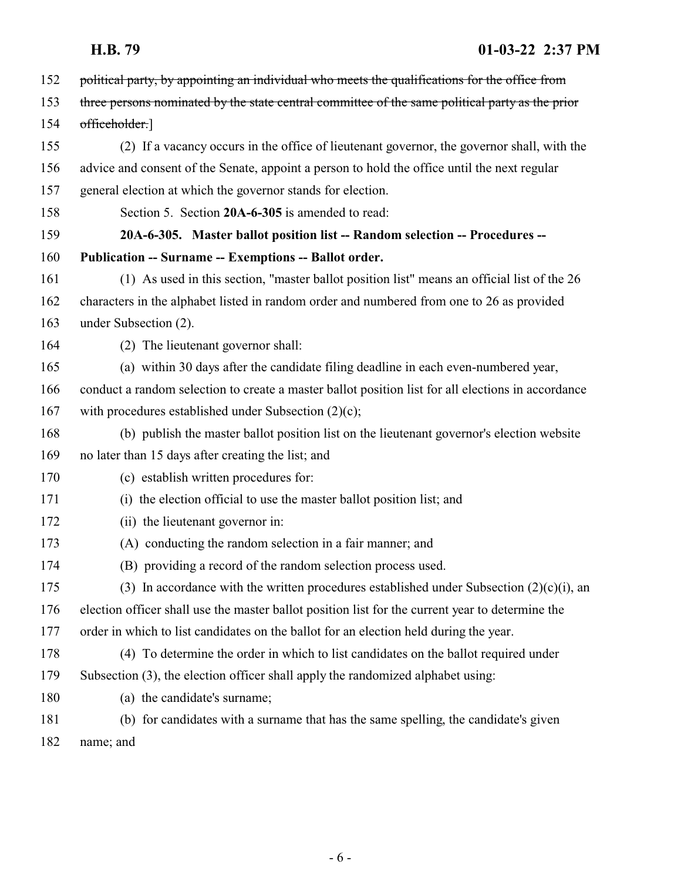~~political party, by appointing an individual who meets the qualifications for the office from three persons nominated by the state central committee of the same political party as the prior officeholder.~~]

(2) If a vacancy occurs in the office of lieutenant governor, the governor shall, with the advice and consent of the Senate, appoint a person to hold the office until the next regular general election at which the governor stands for election.

Section 5. Section **20A-6-305** is amended to read:

**20A-6-305. Master ballot position list -- Random selection -- Procedures -- Publication -- Surname -- Exemptions -- Ballot order.**

(1) As used in this section, "master ballot position list" means an official list of the 26 characters in the alphabet listed in random order and numbered from one to 26 as provided under Subsection (2).

(2) The lieutenant governor shall:

(a) within 30 days after the candidate filing deadline in each even-numbered year, conduct a random selection to create a master ballot position list for all elections in accordance with procedures established under Subsection (2)(c);

(b) publish the master ballot position list on the lieutenant governor's election website no later than 15 days after creating the list; and

(c) establish written procedures for:

(i) the election official to use the master ballot position list; and

(ii) the lieutenant governor in:

(A) conducting the random selection in a fair manner; and

(B) providing a record of the random selection process used.

(3) In accordance with the written procedures established under Subsection (2)(c)(i), an election officer shall use the master ballot position list for the current year to determine the order in which to list candidates on the ballot for an election held during the year.

(4) To determine the order in which to list candidates on the ballot required under Subsection (3), the election officer shall apply the randomized alphabet using:

(a) the candidate's surname;

(b) for candidates with a surname that has the same spelling, the candidate's given name; and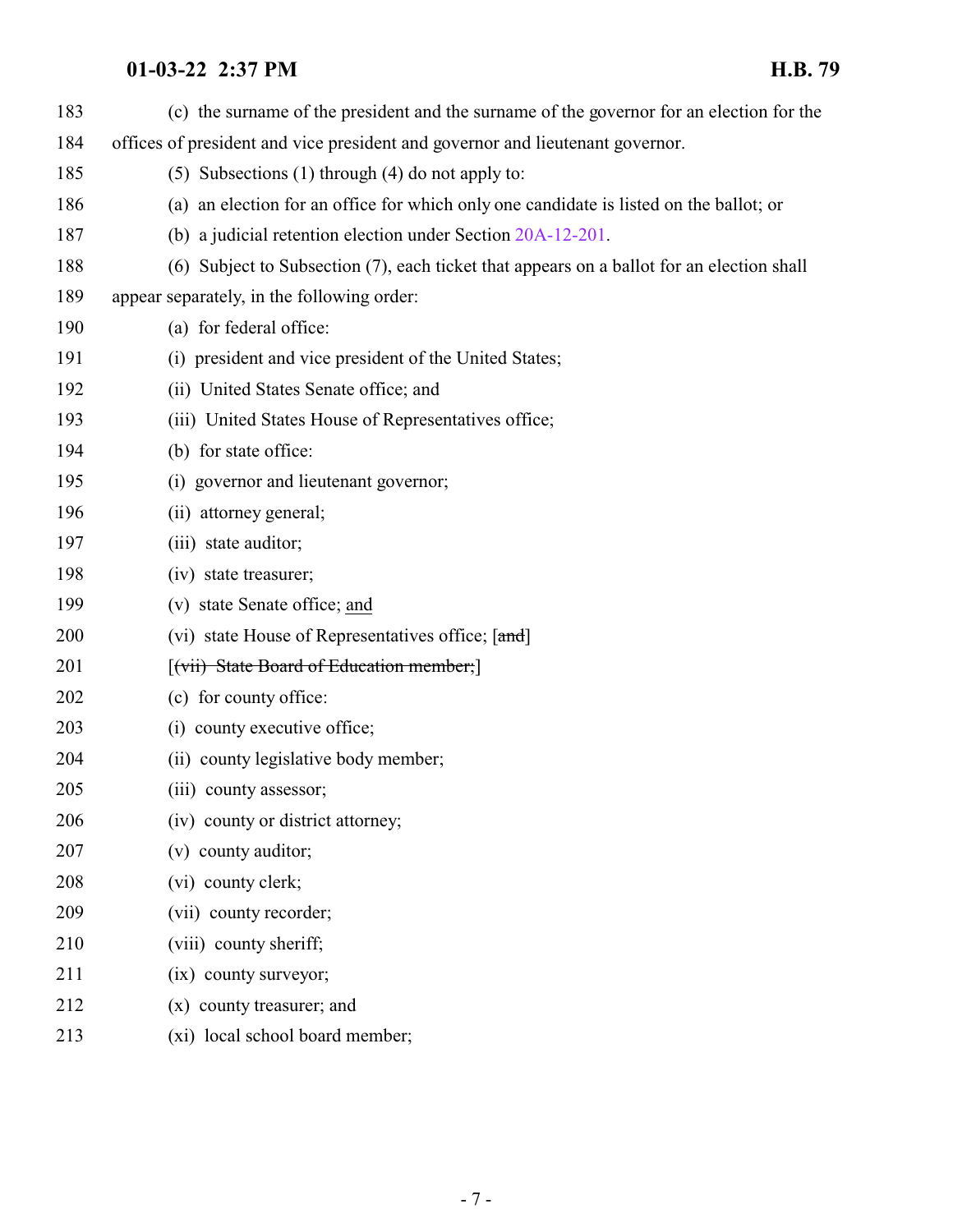183 (c) the surname of the president and the surname of the governor for an election for the

184 offices of president and vice president and governor and lieutenant governor.

185 (5) Subsections (1) through (4) do not apply to:

186 (a) an election for an office for which only one candidate is listed on the ballot; or

187 (b) a judicial retention election under Section 20A-12-201.

188 (6) Subject to Subsection (7), each ticket that appears on a ballot for an election shall

189 appear separately, in the following order:

190 (a) for federal office:

191 (i) president and vice president of the United States;

192 (ii) United States Senate office; and

193 (iii) United States House of Representatives office;

194 (b) for state office:

195 (i) governor and lieutenant governor;

196 (ii) attorney general;

197 (iii) state auditor;

198 (iv) state treasurer;

199 (v) state Senate office; <u>and</u>

200 (vi) state House of Representatives office; [~~and~~]

201 [~~(vii) State Board of Education member;~~]

202 (c) for county office:

203 (i) county executive office;

204 (ii) county legislative body member;

205 (iii) county assessor;

206 (iv) county or district attorney;

207 (v) county auditor;

208 (vi) county clerk;

209 (vii) county recorder;

210 (viii) county sheriff;

211 (ix) county surveyor;

212 (x) county treasurer; and

213 (xi) local school board member;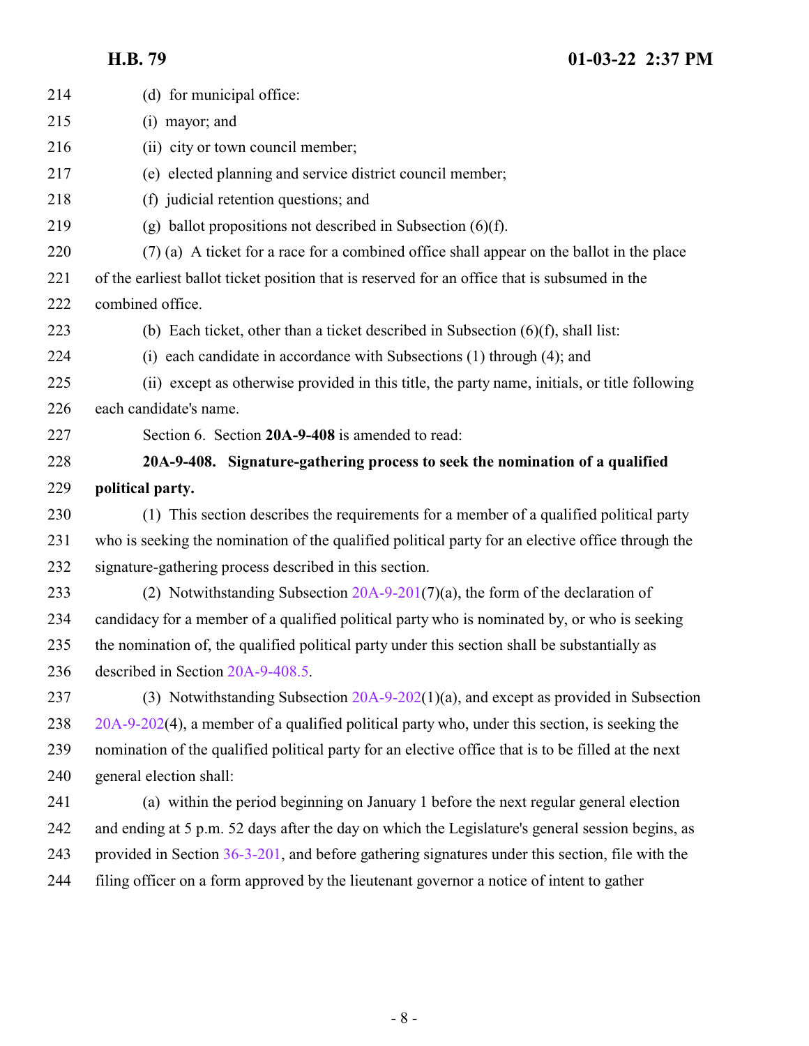(d) for municipal office:

(i) mayor; and

(ii) city or town council member;

(e) elected planning and service district council member;

(f) judicial retention questions; and

(g) ballot propositions not described in Subsection (6)(f).

(7) (a) A ticket for a race for a combined office shall appear on the ballot in the place of the earliest ballot ticket position that is reserved for an office that is subsumed in the combined office.

(b) Each ticket, other than a ticket described in Subsection (6)(f), shall list:

(i) each candidate in accordance with Subsections (1) through (4); and

(ii) except as otherwise provided in this title, the party name, initials, or title following each candidate's name.

Section 6. Section **20A-9-408** is amended to read:

**20A-9-408. Signature-gathering process to seek the nomination of a qualified political party.**

(1) This section describes the requirements for a member of a qualified political party who is seeking the nomination of the qualified political party for an elective office through the signature-gathering process described in this section.

(2) Notwithstanding Subsection 20A-9-201(7)(a), the form of the declaration of candidacy for a member of a qualified political party who is nominated by, or who is seeking the nomination of, the qualified political party under this section shall be substantially as described in Section 20A-9-408.5.

(3) Notwithstanding Subsection 20A-9-202(1)(a), and except as provided in Subsection 20A-9-202(4), a member of a qualified political party who, under this section, is seeking the nomination of the qualified political party for an elective office that is to be filled at the next general election shall:

(a) within the period beginning on January 1 before the next regular general election and ending at 5 p.m. 52 days after the day on which the Legislature's general session begins, as provided in Section 36-3-201, and before gathering signatures under this section, file with the filing officer on a form approved by the lieutenant governor a notice of intent to gather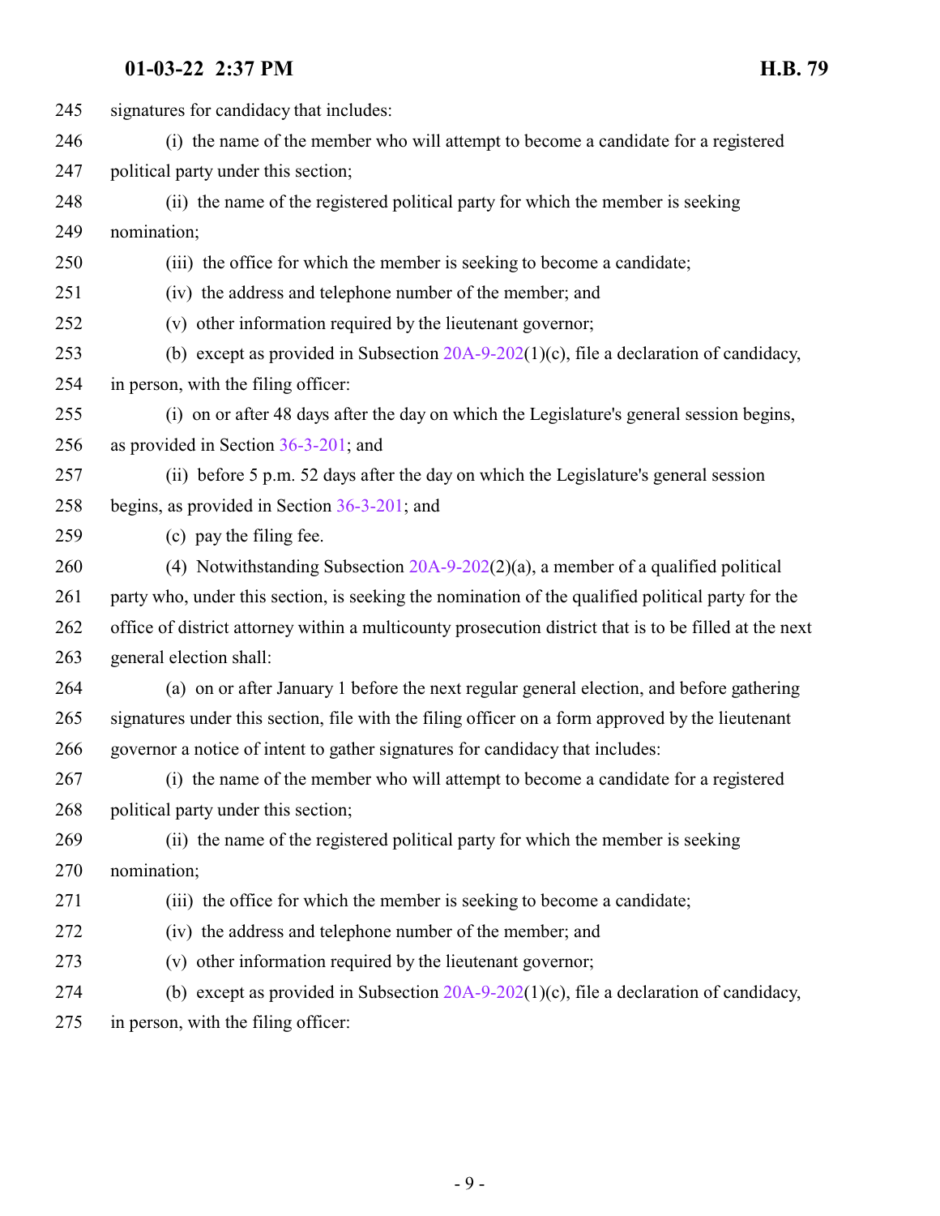signatures for candidacy that includes:

(i) the name of the member who will attempt to become a candidate for a registered political party under this section;

(ii) the name of the registered political party for which the member is seeking nomination;

(iii) the office for which the member is seeking to become a candidate;

(iv) the address and telephone number of the member; and

(v) other information required by the lieutenant governor;

(b) except as provided in Subsection 20A-9-202(1)(c), file a declaration of candidacy, in person, with the filing officer:

(i) on or after 48 days after the day on which the Legislature's general session begins, as provided in Section 36-3-201; and

(ii) before 5 p.m. 52 days after the day on which the Legislature's general session begins, as provided in Section 36-3-201; and

(c) pay the filing fee.

(4) Notwithstanding Subsection 20A-9-202(2)(a), a member of a qualified political party who, under this section, is seeking the nomination of the qualified political party for the office of district attorney within a multicounty prosecution district that is to be filled at the next general election shall:

(a) on or after January 1 before the next regular general election, and before gathering signatures under this section, file with the filing officer on a form approved by the lieutenant governor a notice of intent to gather signatures for candidacy that includes:

(i) the name of the member who will attempt to become a candidate for a registered political party under this section;

(ii) the name of the registered political party for which the member is seeking nomination;

(iii) the office for which the member is seeking to become a candidate;

(iv) the address and telephone number of the member; and

(v) other information required by the lieutenant governor;

(b) except as provided in Subsection 20A-9-202(1)(c), file a declaration of candidacy, in person, with the filing officer: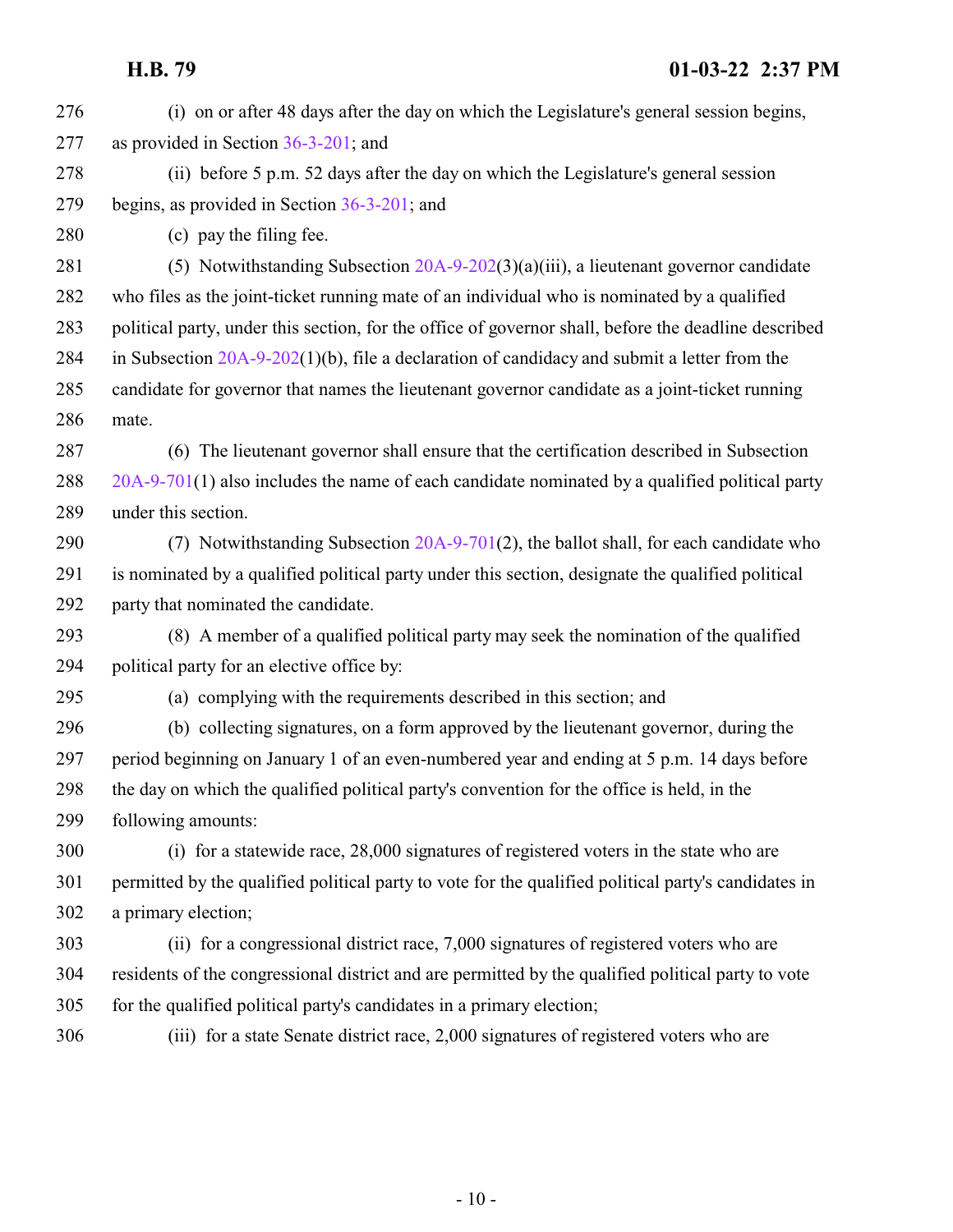(i) on or after 48 days after the day on which the Legislature's general session begins, as provided in Section 36-3-201; and

(ii) before 5 p.m. 52 days after the day on which the Legislature's general session begins, as provided in Section 36-3-201; and

(c) pay the filing fee.

(5) Notwithstanding Subsection 20A-9-202(3)(a)(iii), a lieutenant governor candidate who files as the joint-ticket running mate of an individual who is nominated by a qualified political party, under this section, for the office of governor shall, before the deadline described in Subsection 20A-9-202(1)(b), file a declaration of candidacy and submit a letter from the candidate for governor that names the lieutenant governor candidate as a joint-ticket running mate.

(6) The lieutenant governor shall ensure that the certification described in Subsection 20A-9-701(1) also includes the name of each candidate nominated by a qualified political party under this section.

(7) Notwithstanding Subsection 20A-9-701(2), the ballot shall, for each candidate who is nominated by a qualified political party under this section, designate the qualified political party that nominated the candidate.

(8) A member of a qualified political party may seek the nomination of the qualified political party for an elective office by:

(a) complying with the requirements described in this section; and

(b) collecting signatures, on a form approved by the lieutenant governor, during the period beginning on January 1 of an even-numbered year and ending at 5 p.m. 14 days before the day on which the qualified political party's convention for the office is held, in the following amounts:

(i) for a statewide race, 28,000 signatures of registered voters in the state who are permitted by the qualified political party to vote for the qualified political party's candidates in a primary election;

(ii) for a congressional district race, 7,000 signatures of registered voters who are residents of the congressional district and are permitted by the qualified political party to vote for the qualified political party's candidates in a primary election;

(iii) for a state Senate district race, 2,000 signatures of registered voters who are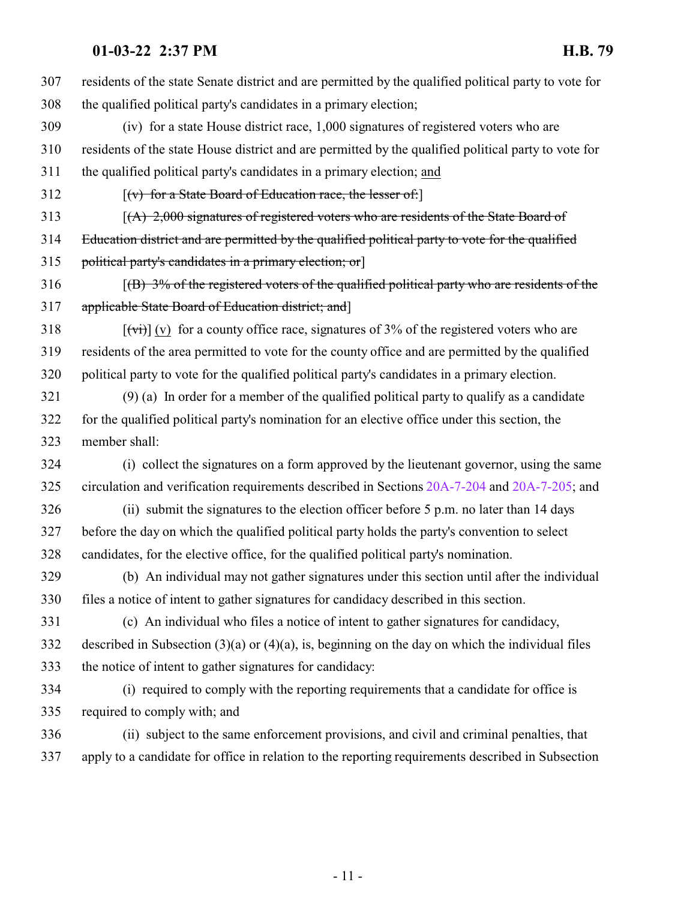307 residents of the state Senate district and are permitted by the qualified political party to vote for
308 the qualified political party's candidates in a primary election;

309 (iv) for a state House district race, 1,000 signatures of registered voters who are
310 residents of the state House district and are permitted by the qualified political party to vote for
311 the qualified political party's candidates in a primary election; and

312 [~~(v) for a State Board of Education race, the lesser of:~~]

313 [~~(A) 2,000 signatures of registered voters who are residents of the State Board of~~
314 ~~Education district and are permitted by the qualified political party to vote for the qualified~~
315 ~~political party's candidates in a primary election; or~~]

316 [~~(B) 3% of the registered voters of the qualified political party who are residents of the~~
317 ~~applicable State Board of Education district; and~~]

318 [~~(vi)~~] (v) for a county office race, signatures of 3% of the registered voters who are
319 residents of the area permitted to vote for the county office and are permitted by the qualified
320 political party to vote for the qualified political party's candidates in a primary election.

321 (9) (a) In order for a member of the qualified political party to qualify as a candidate
322 for the qualified political party's nomination for an elective office under this section, the
323 member shall:

324 (i) collect the signatures on a form approved by the lieutenant governor, using the same
325 circulation and verification requirements described in Sections 20A-7-204 and 20A-7-205; and

326 (ii) submit the signatures to the election officer before 5 p.m. no later than 14 days
327 before the day on which the qualified political party holds the party's convention to select
328 candidates, for the elective office, for the qualified political party's nomination.

329 (b) An individual may not gather signatures under this section until after the individual
330 files a notice of intent to gather signatures for candidacy described in this section.

331 (c) An individual who files a notice of intent to gather signatures for candidacy,
332 described in Subsection (3)(a) or (4)(a), is, beginning on the day on which the individual files
333 the notice of intent to gather signatures for candidacy:

334 (i) required to comply with the reporting requirements that a candidate for office is
335 required to comply with; and

336 (ii) subject to the same enforcement provisions, and civil and criminal penalties, that
337 apply to a candidate for office in relation to the reporting requirements described in Subsection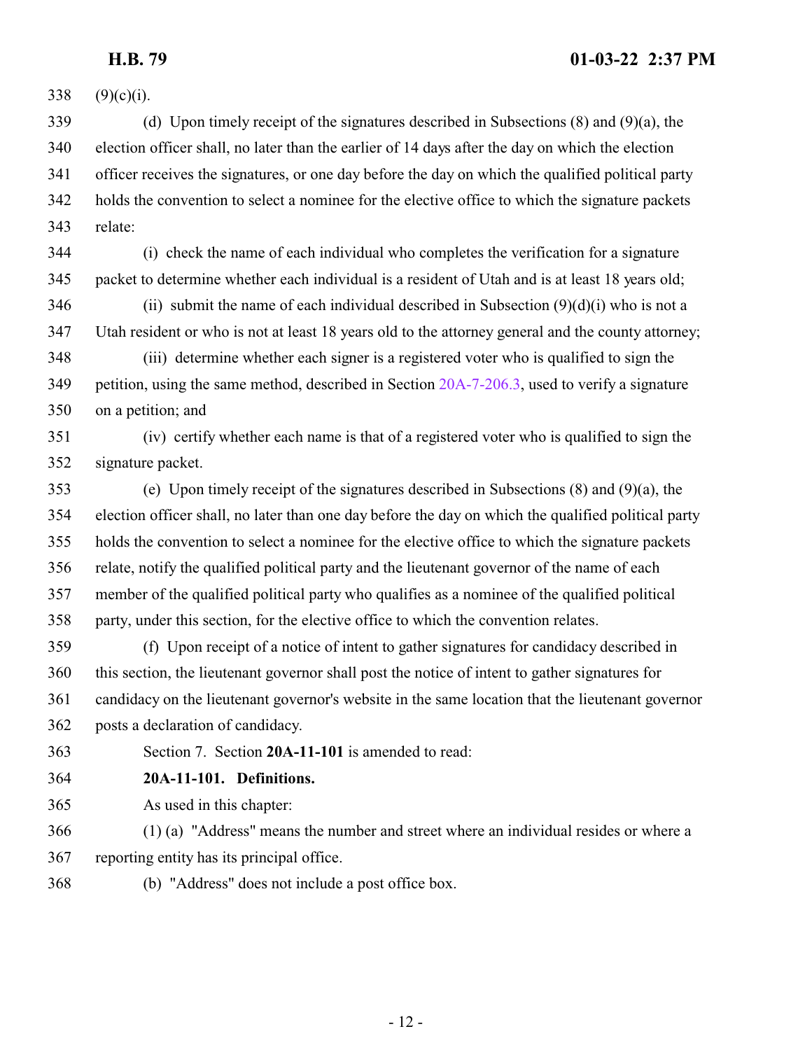(9)(c)(i).

(d) Upon timely receipt of the signatures described in Subsections (8) and (9)(a), the election officer shall, no later than the earlier of 14 days after the day on which the election officer receives the signatures, or one day before the day on which the qualified political party holds the convention to select a nominee for the elective office to which the signature packets relate:

(i) check the name of each individual who completes the verification for a signature packet to determine whether each individual is a resident of Utah and is at least 18 years old;

(ii) submit the name of each individual described in Subsection (9)(d)(i) who is not a Utah resident or who is not at least 18 years old to the attorney general and the county attorney;

(iii) determine whether each signer is a registered voter who is qualified to sign the petition, using the same method, described in Section 20A-7-206.3, used to verify a signature on a petition; and

(iv) certify whether each name is that of a registered voter who is qualified to sign the signature packet.

(e) Upon timely receipt of the signatures described in Subsections (8) and (9)(a), the election officer shall, no later than one day before the day on which the qualified political party holds the convention to select a nominee for the elective office to which the signature packets relate, notify the qualified political party and the lieutenant governor of the name of each member of the qualified political party who qualifies as a nominee of the qualified political party, under this section, for the elective office to which the convention relates.

(f) Upon receipt of a notice of intent to gather signatures for candidacy described in this section, the lieutenant governor shall post the notice of intent to gather signatures for candidacy on the lieutenant governor's website in the same location that the lieutenant governor posts a declaration of candidacy.

Section 7. Section **20A-11-101** is amended to read:

**20A-11-101. Definitions.**

As used in this chapter:

(1) (a) "Address" means the number and street where an individual resides or where a reporting entity has its principal office.

(b) "Address" does not include a post office box.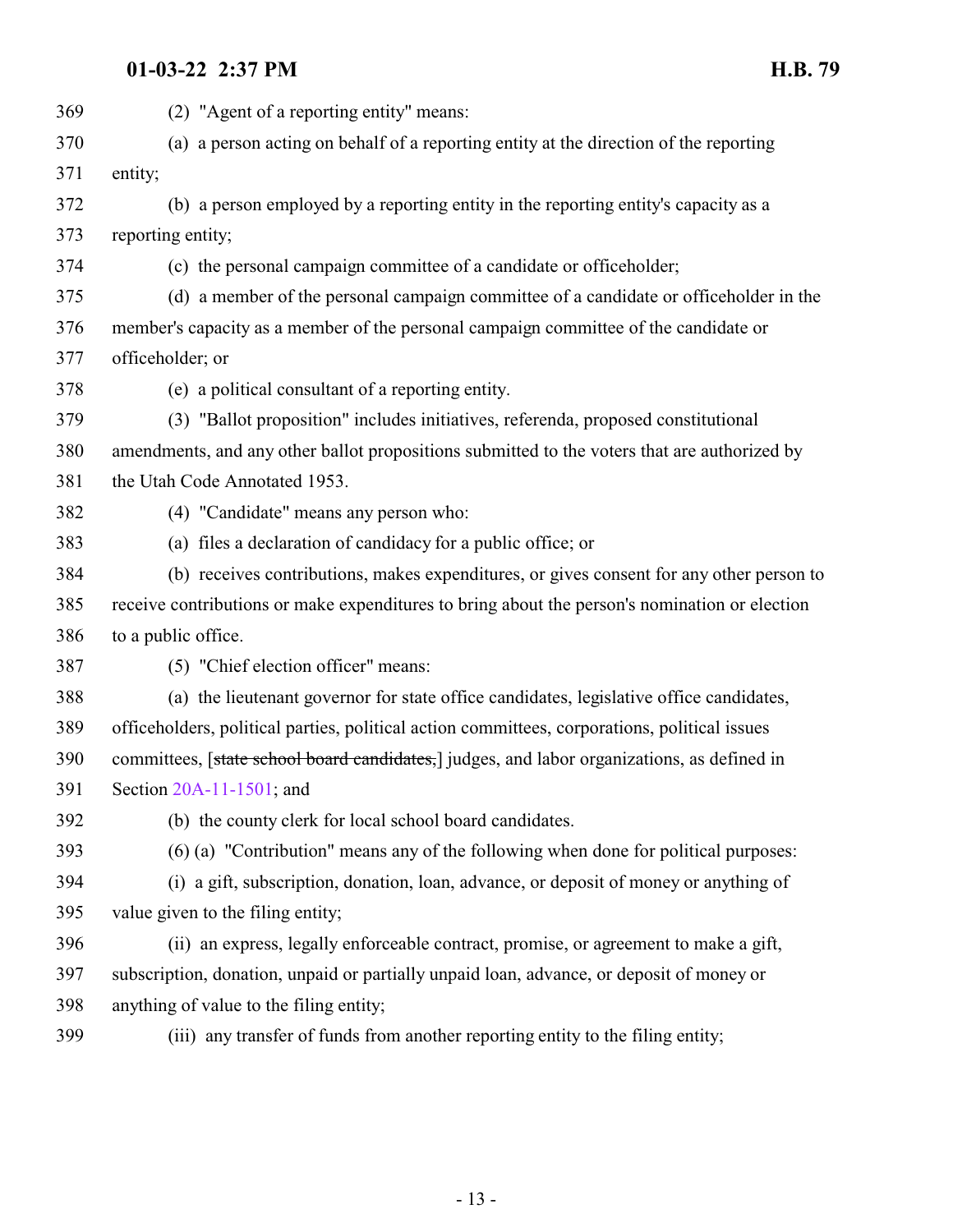(2) "Agent of a reporting entity" means:

(a) a person acting on behalf of a reporting entity at the direction of the reporting entity;

(b) a person employed by a reporting entity in the reporting entity's capacity as a reporting entity;

(c) the personal campaign committee of a candidate or officeholder;

(d) a member of the personal campaign committee of a candidate or officeholder in the member's capacity as a member of the personal campaign committee of the candidate or officeholder; or

(e) a political consultant of a reporting entity.

(3) "Ballot proposition" includes initiatives, referenda, proposed constitutional amendments, and any other ballot propositions submitted to the voters that are authorized by the Utah Code Annotated 1953.

(4) "Candidate" means any person who:

(a) files a declaration of candidacy for a public office; or

(b) receives contributions, makes expenditures, or gives consent for any other person to receive contributions or make expenditures to bring about the person's nomination or election to a public office.

(5) "Chief election officer" means:

(a) the lieutenant governor for state office candidates, legislative office candidates, officeholders, political parties, political action committees, corporations, political issues committees, [~~state school board candidates,~~] judges, and labor organizations, as defined in Section 20A-11-1501; and

(b) the county clerk for local school board candidates.

(6) (a) "Contribution" means any of the following when done for political purposes:

(i) a gift, subscription, donation, loan, advance, or deposit of money or anything of value given to the filing entity;

(ii) an express, legally enforceable contract, promise, or agreement to make a gift, subscription, donation, unpaid or partially unpaid loan, advance, or deposit of money or anything of value to the filing entity;

(iii) any transfer of funds from another reporting entity to the filing entity;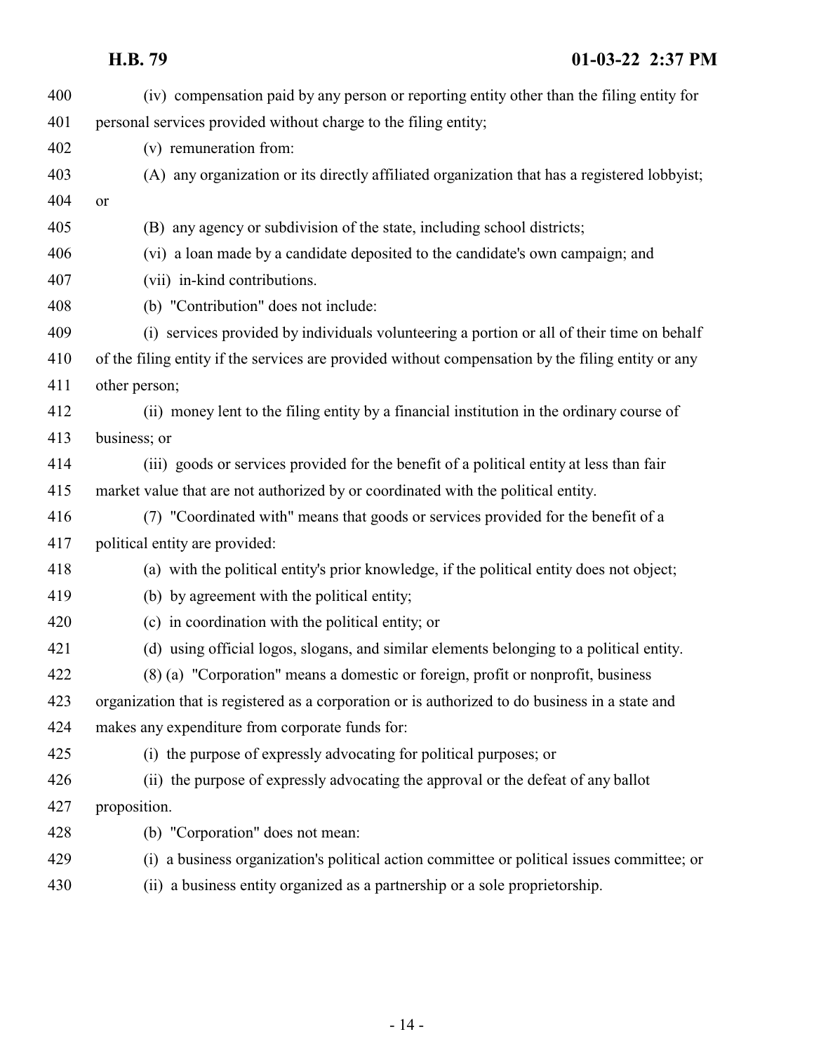(iv) compensation paid by any person or reporting entity other than the filing entity for personal services provided without charge to the filing entity;

(v) remuneration from:

(A) any organization or its directly affiliated organization that has a registered lobbyist; or

(B) any agency or subdivision of the state, including school districts;

(vi) a loan made by a candidate deposited to the candidate's own campaign; and

(vii) in-kind contributions.

(b) "Contribution" does not include:

(i) services provided by individuals volunteering a portion or all of their time on behalf of the filing entity if the services are provided without compensation by the filing entity or any other person;

(ii) money lent to the filing entity by a financial institution in the ordinary course of business; or

(iii) goods or services provided for the benefit of a political entity at less than fair market value that are not authorized by or coordinated with the political entity.

(7) "Coordinated with" means that goods or services provided for the benefit of a political entity are provided:

(a) with the political entity's prior knowledge, if the political entity does not object;

(b) by agreement with the political entity;

(c) in coordination with the political entity; or

(d) using official logos, slogans, and similar elements belonging to a political entity.

(8) (a) "Corporation" means a domestic or foreign, profit or nonprofit, business organization that is registered as a corporation or is authorized to do business in a state and makes any expenditure from corporate funds for:

(i) the purpose of expressly advocating for political purposes; or

(ii) the purpose of expressly advocating the approval or the defeat of any ballot proposition.

(b) "Corporation" does not mean:

(i) a business organization's political action committee or political issues committee; or

(ii) a business entity organized as a partnership or a sole proprietorship.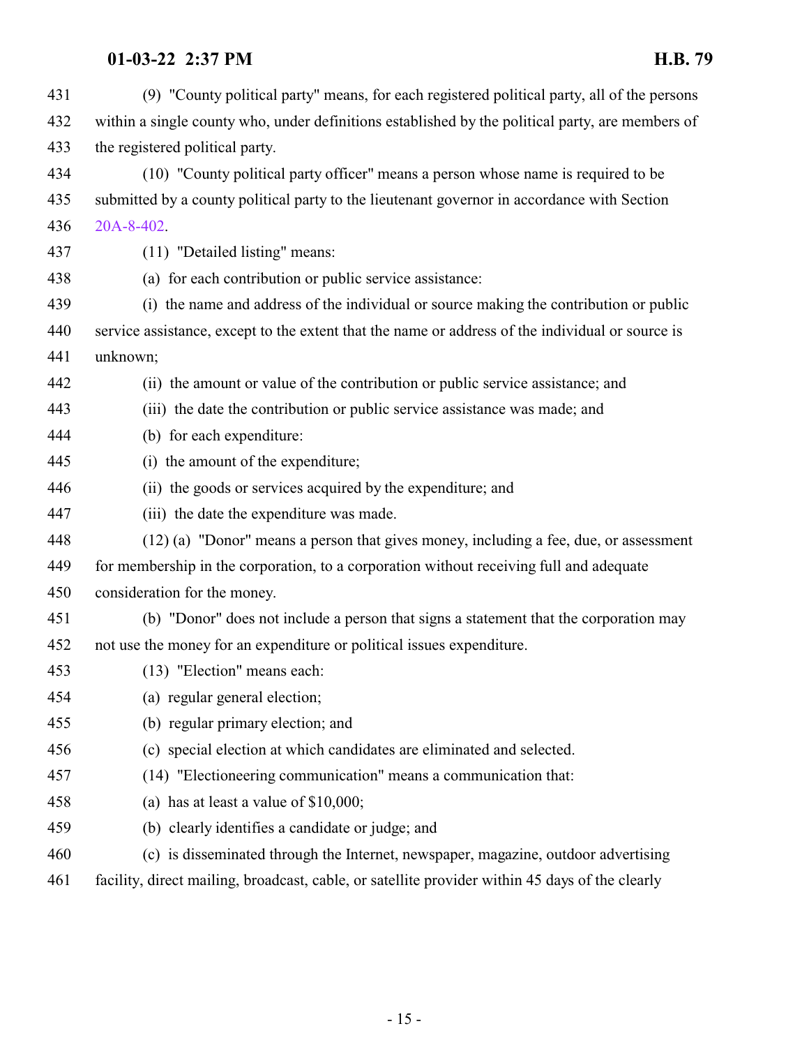(9) "County political party" means, for each registered political party, all of the persons within a single county who, under definitions established by the political party, are members of the registered political party.

(10) "County political party officer" means a person whose name is required to be submitted by a county political party to the lieutenant governor in accordance with Section 20A-8-402.

(11) "Detailed listing" means:

(a) for each contribution or public service assistance:

(i) the name and address of the individual or source making the contribution or public service assistance, except to the extent that the name or address of the individual or source is unknown;

(ii) the amount or value of the contribution or public service assistance; and

(iii) the date the contribution or public service assistance was made; and

(b) for each expenditure:

(i) the amount of the expenditure;

(ii) the goods or services acquired by the expenditure; and

(iii) the date the expenditure was made.

(12) (a) "Donor" means a person that gives money, including a fee, due, or assessment for membership in the corporation, to a corporation without receiving full and adequate consideration for the money.

(b) "Donor" does not include a person that signs a statement that the corporation may not use the money for an expenditure or political issues expenditure.

(13) "Election" means each:

(a) regular general election;

(b) regular primary election; and

(c) special election at which candidates are eliminated and selected.

(14) "Electioneering communication" means a communication that:

(a) has at least a value of $10,000;

(b) clearly identifies a candidate or judge; and

(c) is disseminated through the Internet, newspaper, magazine, outdoor advertising facility, direct mailing, broadcast, cable, or satellite provider within 45 days of the clearly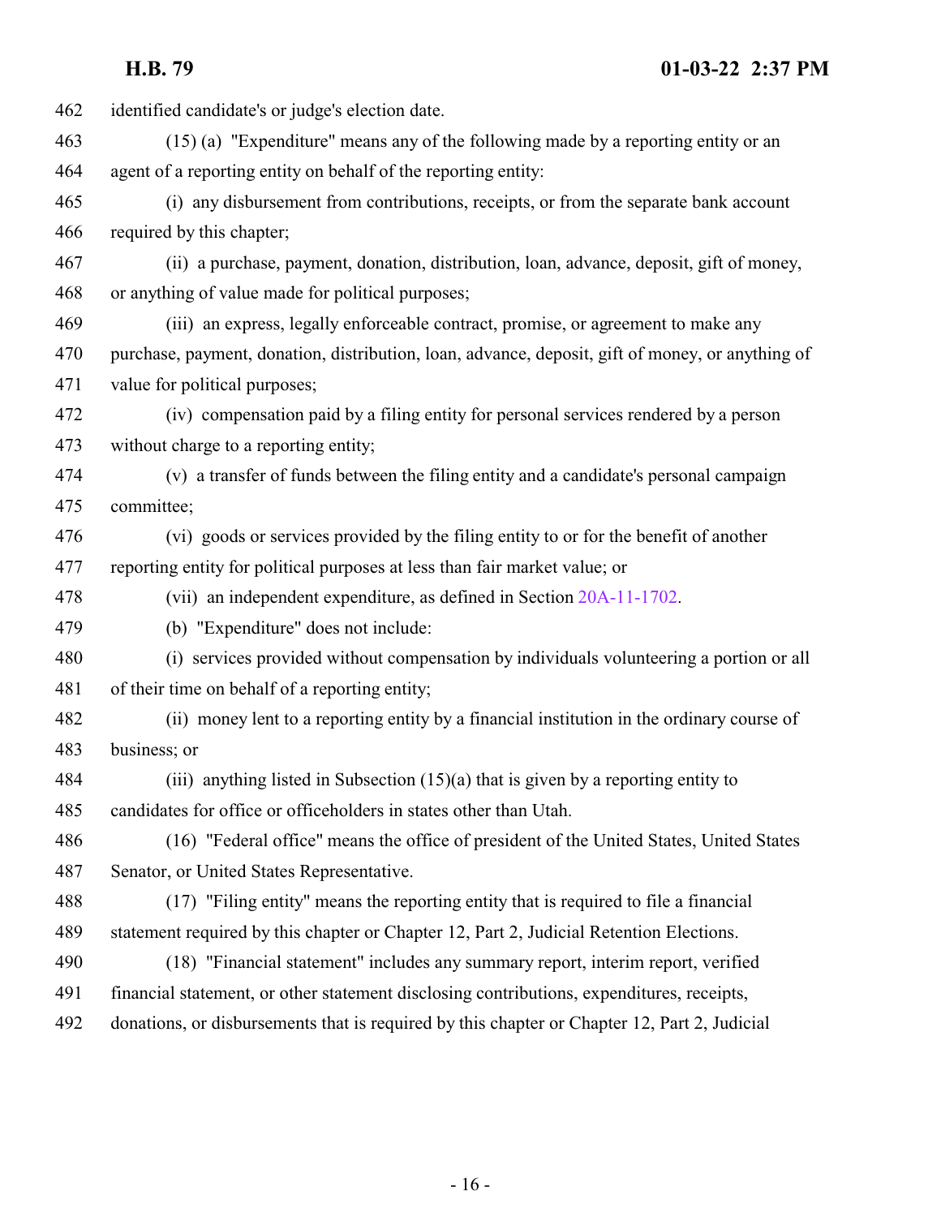identified candidate's or judge's election date.

(15) (a) "Expenditure" means any of the following made by a reporting entity or an agent of a reporting entity on behalf of the reporting entity:

(i) any disbursement from contributions, receipts, or from the separate bank account required by this chapter;

(ii) a purchase, payment, donation, distribution, loan, advance, deposit, gift of money, or anything of value made for political purposes;

(iii) an express, legally enforceable contract, promise, or agreement to make any purchase, payment, donation, distribution, loan, advance, deposit, gift of money, or anything of value for political purposes;

(iv) compensation paid by a filing entity for personal services rendered by a person without charge to a reporting entity;

(v) a transfer of funds between the filing entity and a candidate's personal campaign committee;

(vi) goods or services provided by the filing entity to or for the benefit of another reporting entity for political purposes at less than fair market value; or

(vii) an independent expenditure, as defined in Section 20A-11-1702.

(b) "Expenditure" does not include:

(i) services provided without compensation by individuals volunteering a portion or all of their time on behalf of a reporting entity;

(ii) money lent to a reporting entity by a financial institution in the ordinary course of business; or

(iii) anything listed in Subsection (15)(a) that is given by a reporting entity to candidates for office or officeholders in states other than Utah.

(16) "Federal office" means the office of president of the United States, United States Senator, or United States Representative.

(17) "Filing entity" means the reporting entity that is required to file a financial statement required by this chapter or Chapter 12, Part 2, Judicial Retention Elections.

(18) "Financial statement" includes any summary report, interim report, verified financial statement, or other statement disclosing contributions, expenditures, receipts, donations, or disbursements that is required by this chapter or Chapter 12, Part 2, Judicial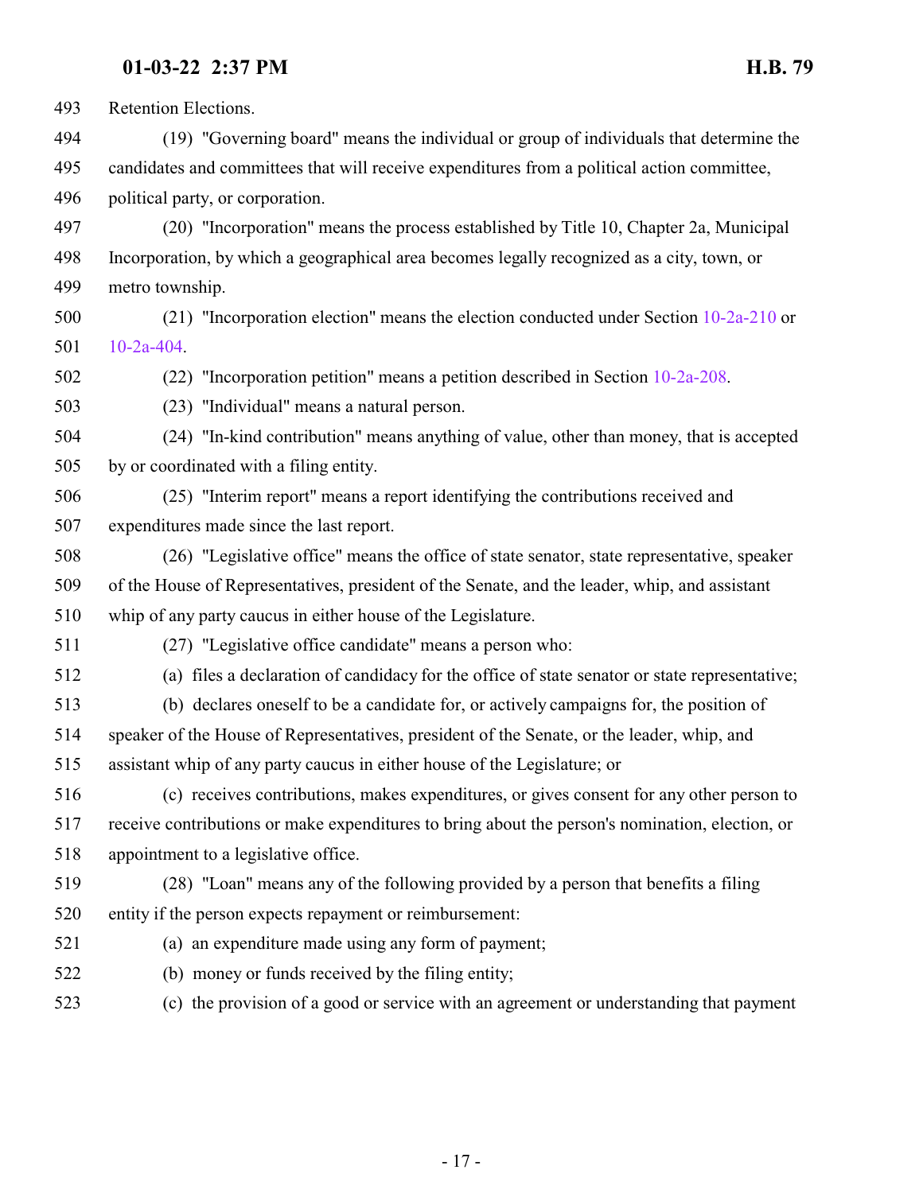Retention Elections.

(19) "Governing board" means the individual or group of individuals that determine the candidates and committees that will receive expenditures from a political action committee, political party, or corporation.

(20) "Incorporation" means the process established by Title 10, Chapter 2a, Municipal Incorporation, by which a geographical area becomes legally recognized as a city, town, or metro township.

(21) "Incorporation election" means the election conducted under Section 10-2a-210 or 10-2a-404.

(22) "Incorporation petition" means a petition described in Section 10-2a-208.

(23) "Individual" means a natural person.

(24) "In-kind contribution" means anything of value, other than money, that is accepted by or coordinated with a filing entity.

(25) "Interim report" means a report identifying the contributions received and expenditures made since the last report.

(26) "Legislative office" means the office of state senator, state representative, speaker of the House of Representatives, president of the Senate, and the leader, whip, and assistant whip of any party caucus in either house of the Legislature.

(27) "Legislative office candidate" means a person who:

(a) files a declaration of candidacy for the office of state senator or state representative;

(b) declares oneself to be a candidate for, or actively campaigns for, the position of speaker of the House of Representatives, president of the Senate, or the leader, whip, and assistant whip of any party caucus in either house of the Legislature; or

(c) receives contributions, makes expenditures, or gives consent for any other person to receive contributions or make expenditures to bring about the person's nomination, election, or appointment to a legislative office.

(28) "Loan" means any of the following provided by a person that benefits a filing entity if the person expects repayment or reimbursement:

(a) an expenditure made using any form of payment;

(b) money or funds received by the filing entity;

(c) the provision of a good or service with an agreement or understanding that payment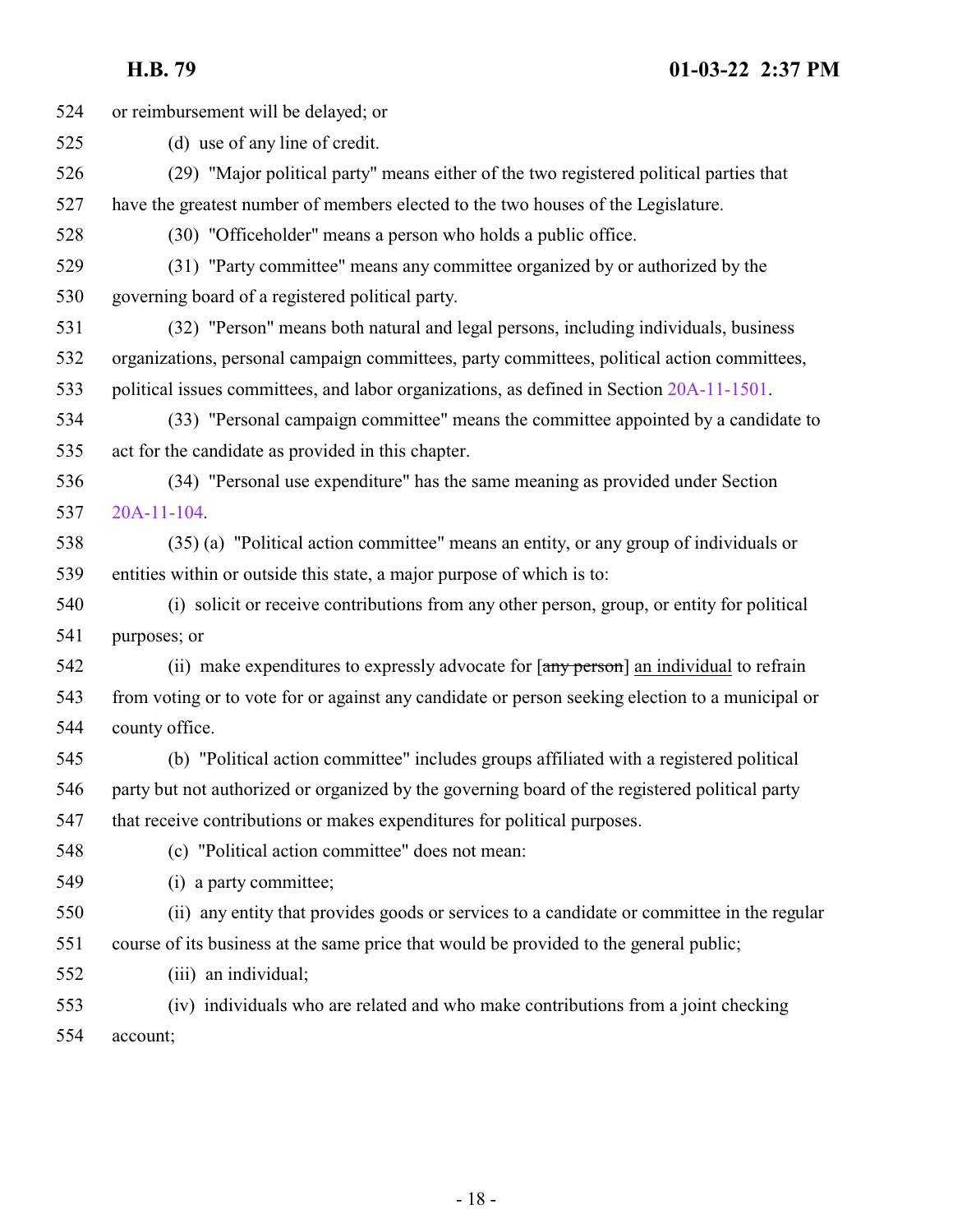or reimbursement will be delayed; or

(d) use of any line of credit.

(29) "Major political party" means either of the two registered political parties that have the greatest number of members elected to the two houses of the Legislature.

(30) "Officeholder" means a person who holds a public office.

(31) "Party committee" means any committee organized by or authorized by the governing board of a registered political party.

(32) "Person" means both natural and legal persons, including individuals, business organizations, personal campaign committees, party committees, political action committees, political issues committees, and labor organizations, as defined in Section 20A-11-1501.

(33) "Personal campaign committee" means the committee appointed by a candidate to act for the candidate as provided in this chapter.

(34) "Personal use expenditure" has the same meaning as provided under Section 20A-11-104.

(35) (a) "Political action committee" means an entity, or any group of individuals or entities within or outside this state, a major purpose of which is to:

(i) solicit or receive contributions from any other person, group, or entity for political purposes; or

(ii) make expenditures to expressly advocate for [~~any person~~] an individual to refrain from voting or to vote for or against any candidate or person seeking election to a municipal or county office.

(b) "Political action committee" includes groups affiliated with a registered political party but not authorized or organized by the governing board of the registered political party that receive contributions or makes expenditures for political purposes.

(c) "Political action committee" does not mean:

(i) a party committee;

(ii) any entity that provides goods or services to a candidate or committee in the regular course of its business at the same price that would be provided to the general public;

(iii) an individual;

(iv) individuals who are related and who make contributions from a joint checking account;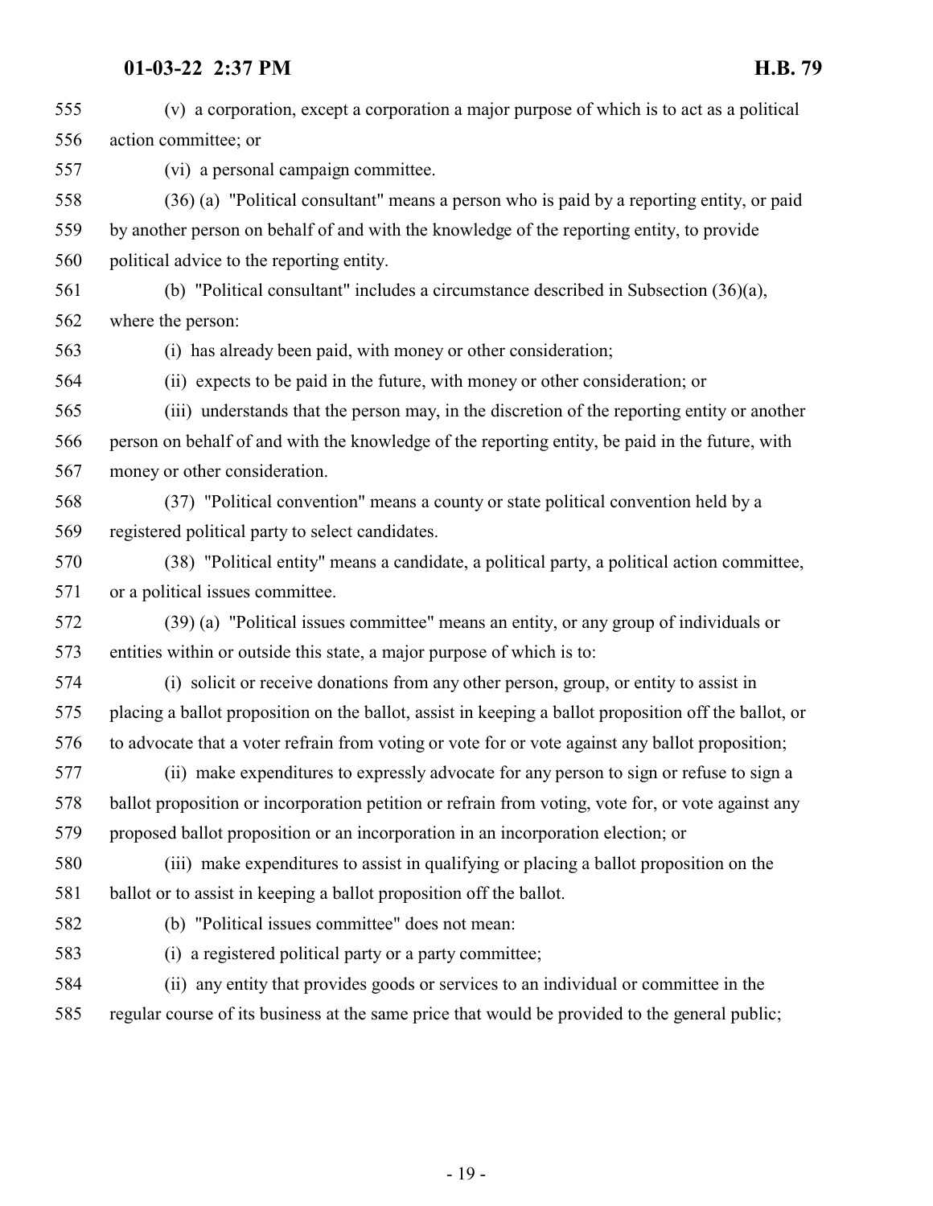(v) a corporation, except a corporation a major purpose of which is to act as a political action committee; or

(vi) a personal campaign committee.

(36) (a) "Political consultant" means a person who is paid by a reporting entity, or paid by another person on behalf of and with the knowledge of the reporting entity, to provide political advice to the reporting entity.

(b) "Political consultant" includes a circumstance described in Subsection (36)(a), where the person:

(i) has already been paid, with money or other consideration;

(ii) expects to be paid in the future, with money or other consideration; or

(iii) understands that the person may, in the discretion of the reporting entity or another person on behalf of and with the knowledge of the reporting entity, be paid in the future, with money or other consideration.

(37) "Political convention" means a county or state political convention held by a registered political party to select candidates.

(38) "Political entity" means a candidate, a political party, a political action committee, or a political issues committee.

(39) (a) "Political issues committee" means an entity, or any group of individuals or entities within or outside this state, a major purpose of which is to:

(i) solicit or receive donations from any other person, group, or entity to assist in placing a ballot proposition on the ballot, assist in keeping a ballot proposition off the ballot, or to advocate that a voter refrain from voting or vote for or vote against any ballot proposition;

(ii) make expenditures to expressly advocate for any person to sign or refuse to sign a ballot proposition or incorporation petition or refrain from voting, vote for, or vote against any proposed ballot proposition or an incorporation in an incorporation election; or

(iii) make expenditures to assist in qualifying or placing a ballot proposition on the ballot or to assist in keeping a ballot proposition off the ballot.

(b) "Political issues committee" does not mean:

(i) a registered political party or a party committee;

(ii) any entity that provides goods or services to an individual or committee in the regular course of its business at the same price that would be provided to the general public;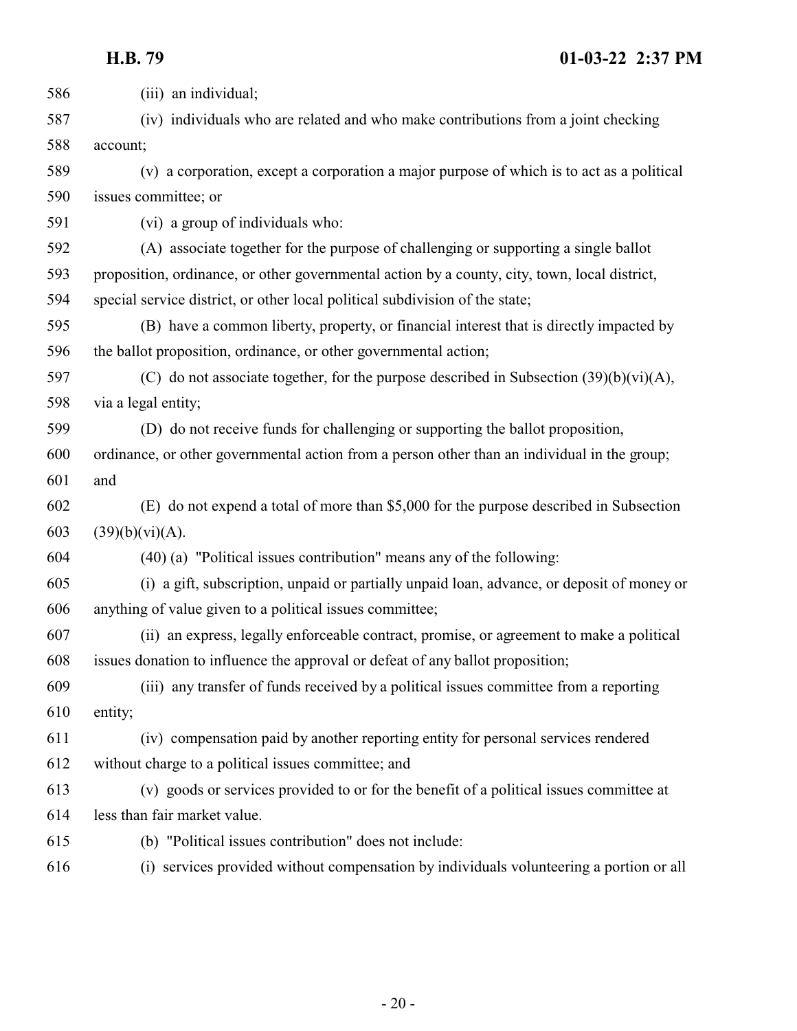(iii) an individual;

(iv) individuals who are related and who make contributions from a joint checking account;

(v) a corporation, except a corporation a major purpose of which is to act as a political issues committee; or

(vi) a group of individuals who:

(A) associate together for the purpose of challenging or supporting a single ballot proposition, ordinance, or other governmental action by a county, city, town, local district, special service district, or other local political subdivision of the state;

(B) have a common liberty, property, or financial interest that is directly impacted by the ballot proposition, ordinance, or other governmental action;

(C) do not associate together, for the purpose described in Subsection (39)(b)(vi)(A), via a legal entity;

(D) do not receive funds for challenging or supporting the ballot proposition, ordinance, or other governmental action from a person other than an individual in the group; and

(E) do not expend a total of more than $5,000 for the purpose described in Subsection (39)(b)(vi)(A).

(40) (a) "Political issues contribution" means any of the following:

(i) a gift, subscription, unpaid or partially unpaid loan, advance, or deposit of money or anything of value given to a political issues committee;

(ii) an express, legally enforceable contract, promise, or agreement to make a political issues donation to influence the approval or defeat of any ballot proposition;

(iii) any transfer of funds received by a political issues committee from a reporting entity;

(iv) compensation paid by another reporting entity for personal services rendered without charge to a political issues committee; and

(v) goods or services provided to or for the benefit of a political issues committee at less than fair market value.

(b) "Political issues contribution" does not include:

(i) services provided without compensation by individuals volunteering a portion or all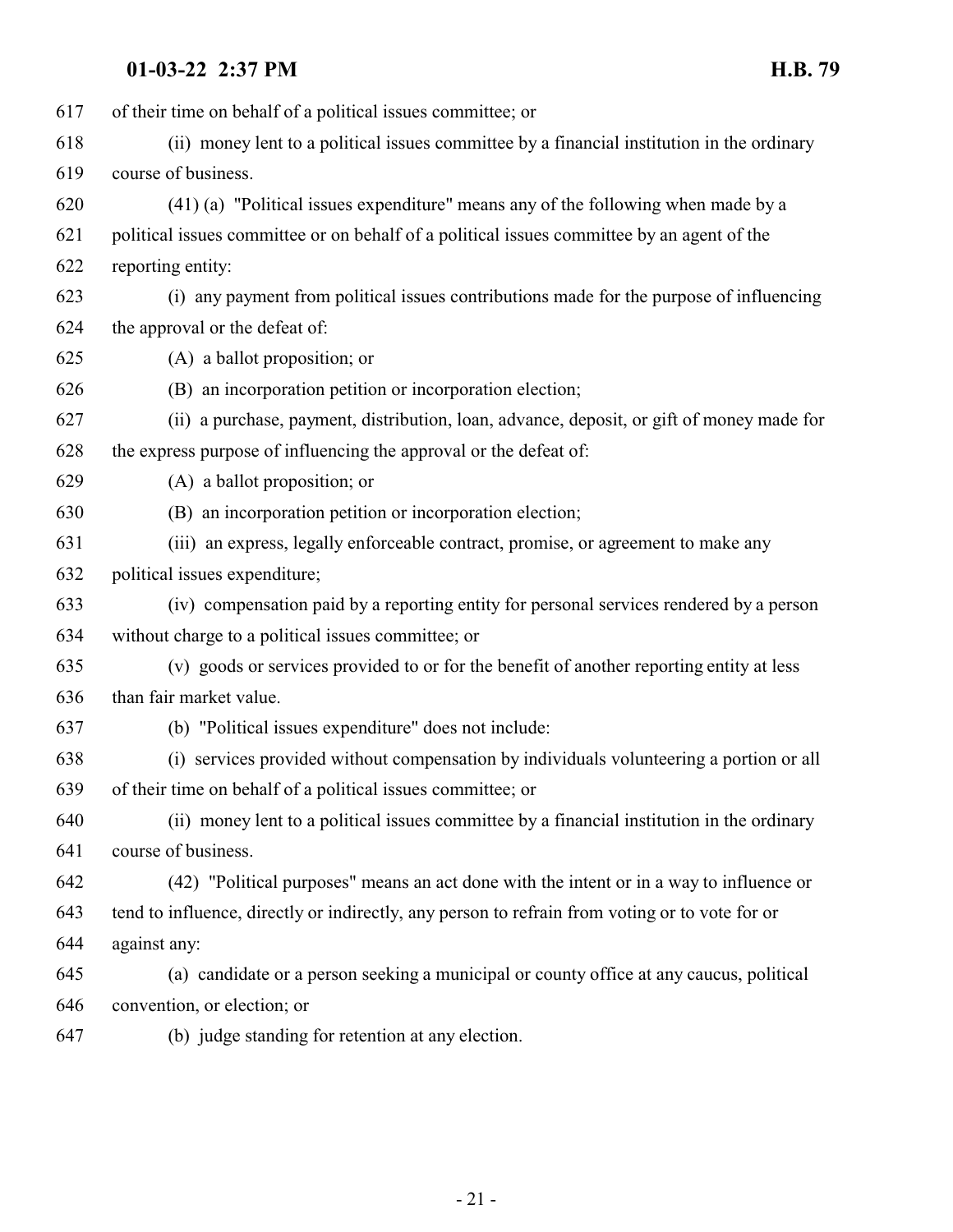of their time on behalf of a political issues committee; or

(ii) money lent to a political issues committee by a financial institution in the ordinary course of business.

(41) (a) "Political issues expenditure" means any of the following when made by a political issues committee or on behalf of a political issues committee by an agent of the reporting entity:

(i) any payment from political issues contributions made for the purpose of influencing the approval or the defeat of:

(A) a ballot proposition; or

(B) an incorporation petition or incorporation election;

(ii) a purchase, payment, distribution, loan, advance, deposit, or gift of money made for the express purpose of influencing the approval or the defeat of:

(A) a ballot proposition; or

(B) an incorporation petition or incorporation election;

(iii) an express, legally enforceable contract, promise, or agreement to make any political issues expenditure;

(iv) compensation paid by a reporting entity for personal services rendered by a person without charge to a political issues committee; or

(v) goods or services provided to or for the benefit of another reporting entity at less than fair market value.

(b) "Political issues expenditure" does not include:

(i) services provided without compensation by individuals volunteering a portion or all of their time on behalf of a political issues committee; or

(ii) money lent to a political issues committee by a financial institution in the ordinary course of business.

(42) "Political purposes" means an act done with the intent or in a way to influence or tend to influence, directly or indirectly, any person to refrain from voting or to vote for or against any:

(a) candidate or a person seeking a municipal or county office at any caucus, political convention, or election; or

(b) judge standing for retention at any election.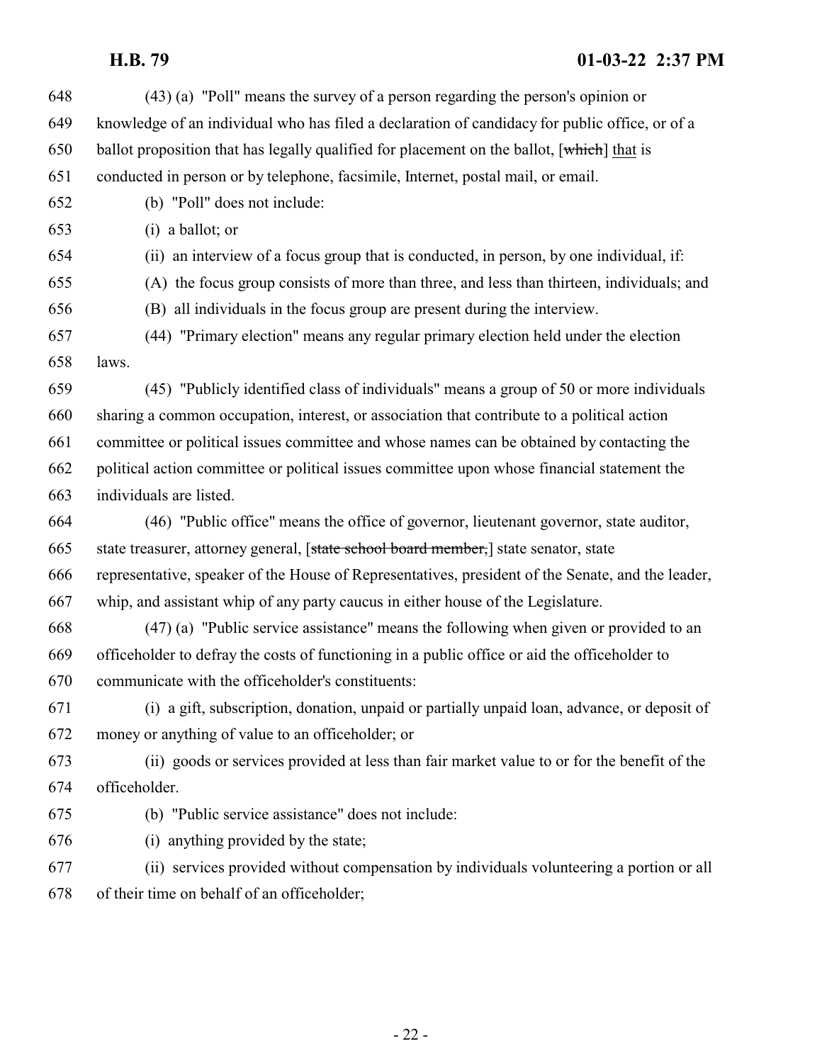(43) (a) "Poll" means the survey of a person regarding the person's opinion or knowledge of an individual who has filed a declaration of candidacy for public office, or of a ballot proposition that has legally qualified for placement on the ballot, [~~which~~] that is conducted in person or by telephone, facsimile, Internet, postal mail, or email.

(b) "Poll" does not include:

(i) a ballot; or

(ii) an interview of a focus group that is conducted, in person, by one individual, if:

(A) the focus group consists of more than three, and less than thirteen, individuals; and

(B) all individuals in the focus group are present during the interview.

(44) "Primary election" means any regular primary election held under the election laws.

(45) "Publicly identified class of individuals" means a group of 50 or more individuals sharing a common occupation, interest, or association that contribute to a political action committee or political issues committee and whose names can be obtained by contacting the political action committee or political issues committee upon whose financial statement the individuals are listed.

(46) "Public office" means the office of governor, lieutenant governor, state auditor, state treasurer, attorney general, [~~state school board member,~~] state senator, state representative, speaker of the House of Representatives, president of the Senate, and the leader, whip, and assistant whip of any party caucus in either house of the Legislature.

(47) (a) "Public service assistance" means the following when given or provided to an officeholder to defray the costs of functioning in a public office or aid the officeholder to communicate with the officeholder's constituents:

(i) a gift, subscription, donation, unpaid or partially unpaid loan, advance, or deposit of money or anything of value to an officeholder; or

(ii) goods or services provided at less than fair market value to or for the benefit of the officeholder.

(b) "Public service assistance" does not include:

(i) anything provided by the state;

(ii) services provided without compensation by individuals volunteering a portion or all of their time on behalf of an officeholder;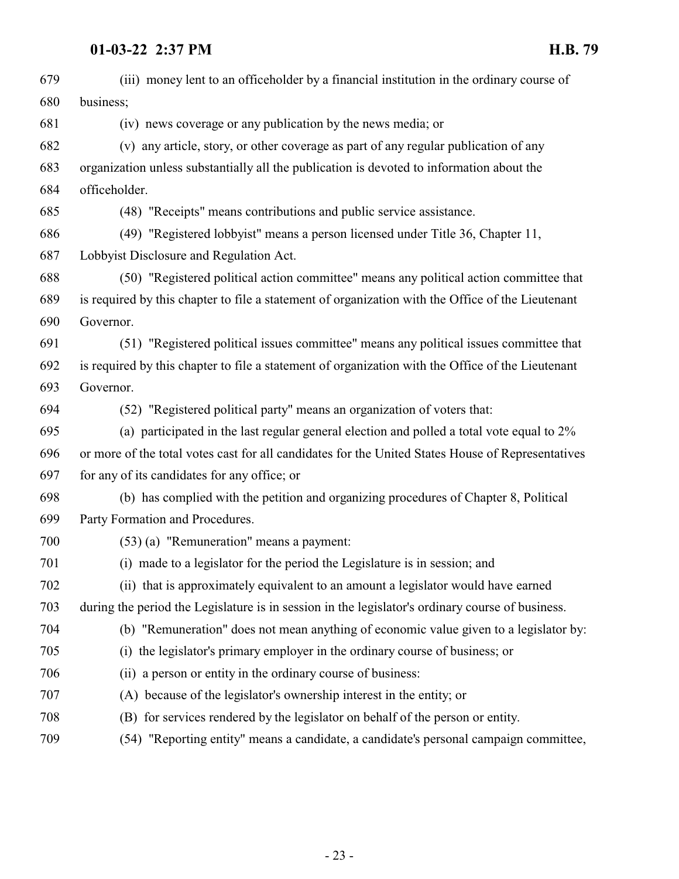(iii) money lent to an officeholder by a financial institution in the ordinary course of business;

(iv) news coverage or any publication by the news media; or

(v) any article, story, or other coverage as part of any regular publication of any organization unless substantially all the publication is devoted to information about the officeholder.

(48) "Receipts" means contributions and public service assistance.

(49) "Registered lobbyist" means a person licensed under Title 36, Chapter 11, Lobbyist Disclosure and Regulation Act.

(50) "Registered political action committee" means any political action committee that is required by this chapter to file a statement of organization with the Office of the Lieutenant Governor.

(51) "Registered political issues committee" means any political issues committee that is required by this chapter to file a statement of organization with the Office of the Lieutenant Governor.

(52) "Registered political party" means an organization of voters that:

(a) participated in the last regular general election and polled a total vote equal to 2% or more of the total votes cast for all candidates for the United States House of Representatives for any of its candidates for any office; or

(b) has complied with the petition and organizing procedures of Chapter 8, Political Party Formation and Procedures.

(53) (a) "Remuneration" means a payment:

(i) made to a legislator for the period the Legislature is in session; and

(ii) that is approximately equivalent to an amount a legislator would have earned during the period the Legislature is in session in the legislator's ordinary course of business.

(b) "Remuneration" does not mean anything of economic value given to a legislator by:

(i) the legislator's primary employer in the ordinary course of business; or

(ii) a person or entity in the ordinary course of business:

(A) because of the legislator's ownership interest in the entity; or

(B) for services rendered by the legislator on behalf of the person or entity.

(54) "Reporting entity" means a candidate, a candidate's personal campaign committee,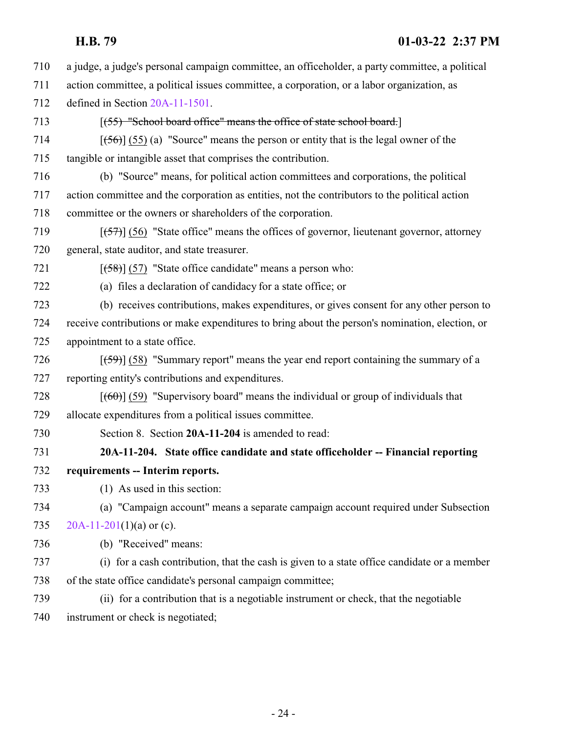a judge, a judge's personal campaign committee, an officeholder, a party committee, a political action committee, a political issues committee, a corporation, or a labor organization, as defined in Section 20A-11-1501.

[~~(55) "School board office" means the office of state school board.~~]

[~~(56)~~] (55) (a) "Source" means the person or entity that is the legal owner of the tangible or intangible asset that comprises the contribution.

(b) "Source" means, for political action committees and corporations, the political action committee and the corporation as entities, not the contributors to the political action committee or the owners or shareholders of the corporation.

[~~(57)~~] (56) "State office" means the offices of governor, lieutenant governor, attorney general, state auditor, and state treasurer.

[~~(58)~~] (57) "State office candidate" means a person who:

(a) files a declaration of candidacy for a state office; or

(b) receives contributions, makes expenditures, or gives consent for any other person to receive contributions or make expenditures to bring about the person's nomination, election, or appointment to a state office.

[~~(59)~~] (58) "Summary report" means the year end report containing the summary of a reporting entity's contributions and expenditures.

[~~(60)~~] (59) "Supervisory board" means the individual or group of individuals that allocate expenditures from a political issues committee.

Section 8. Section **20A-11-204** is amended to read:

**20A-11-204. State office candidate and state officeholder -- Financial reporting requirements -- Interim reports.**

(1) As used in this section:

(a) "Campaign account" means a separate campaign account required under Subsection 20A-11-201(1)(a) or (c).

(b) "Received" means:

(i) for a cash contribution, that the cash is given to a state office candidate or a member of the state office candidate's personal campaign committee;

(ii) for a contribution that is a negotiable instrument or check, that the negotiable instrument or check is negotiated;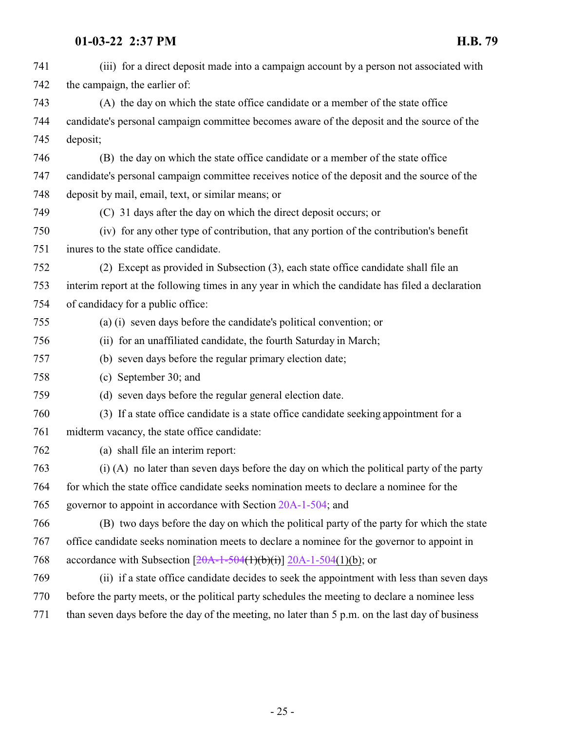741 (iii) for a direct deposit made into a campaign account by a person not associated with
742 the campaign, the earlier of:

743 (A) the day on which the state office candidate or a member of the state office
744 candidate's personal campaign committee becomes aware of the deposit and the source of the
745 deposit;

746 (B) the day on which the state office candidate or a member of the state office
747 candidate's personal campaign committee receives notice of the deposit and the source of the
748 deposit by mail, email, text, or similar means; or

749 (C) 31 days after the day on which the direct deposit occurs; or

750 (iv) for any other type of contribution, that any portion of the contribution's benefit
751 inures to the state office candidate.

752 (2) Except as provided in Subsection (3), each state office candidate shall file an
753 interim report at the following times in any year in which the candidate has filed a declaration
754 of candidacy for a public office:

755 (a) (i) seven days before the candidate's political convention; or

756 (ii) for an unaffiliated candidate, the fourth Saturday in March;

757 (b) seven days before the regular primary election date;

758 (c) September 30; and

759 (d) seven days before the regular general election date.

760 (3) If a state office candidate is a state office candidate seeking appointment for a
761 midterm vacancy, the state office candidate:

762 (a) shall file an interim report:

763 (i) (A) no later than seven days before the day on which the political party of the party
764 for which the state office candidate seeks nomination meets to declare a nominee for the
765 governor to appoint in accordance with Section 20A-1-504; and

766 (B) two days before the day on which the political party of the party for which the state
767 office candidate seeks nomination meets to declare a nominee for the governor to appoint in
768 accordance with Subsection [~~20A-1-504(1)(b)(i)~~] 20A-1-504(1)(b); or

769 (ii) if a state office candidate decides to seek the appointment with less than seven days
770 before the party meets, or the political party schedules the meeting to declare a nominee less
771 than seven days before the day of the meeting, no later than 5 p.m. on the last day of business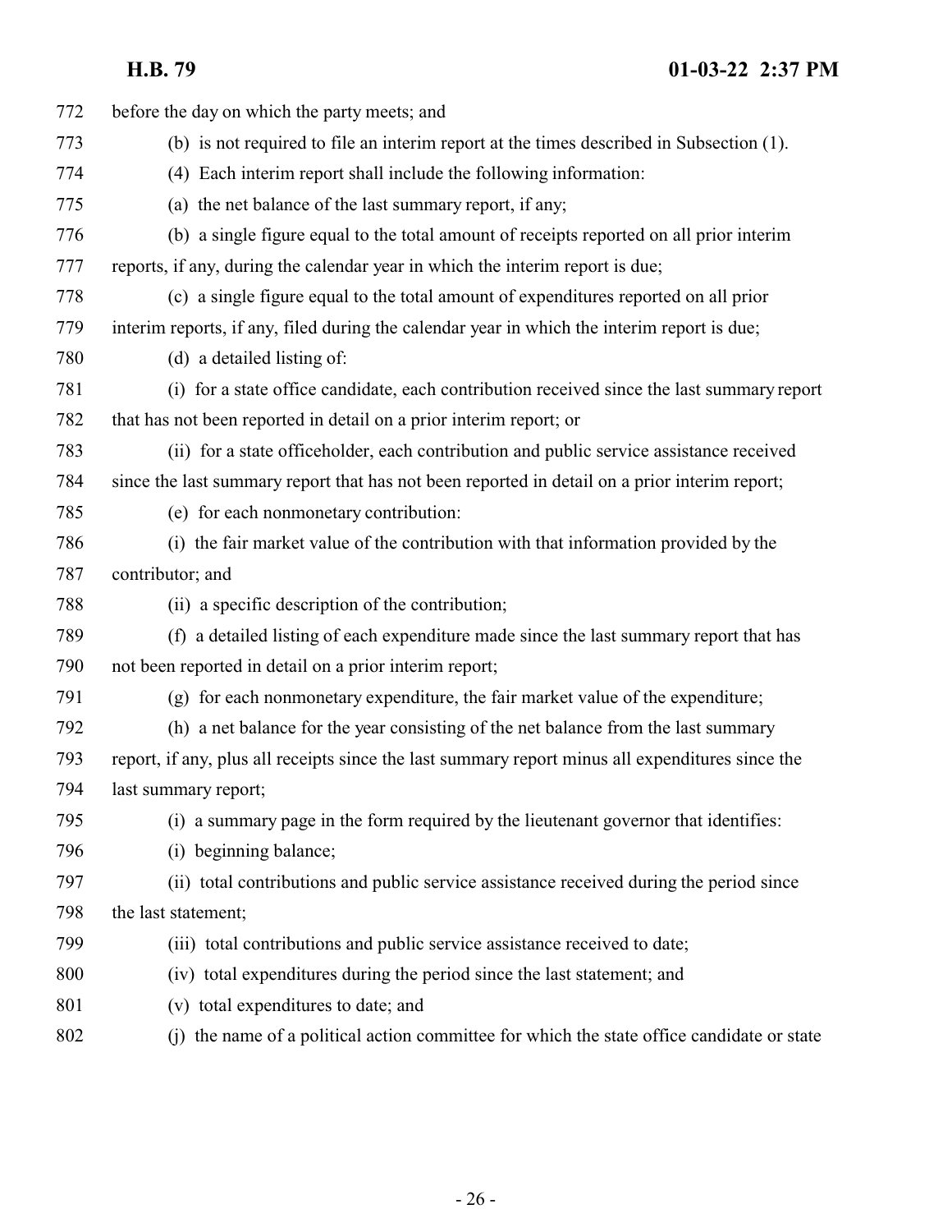before the day on which the party meets; and

(b) is not required to file an interim report at the times described in Subsection (1).

(4) Each interim report shall include the following information:

(a) the net balance of the last summary report, if any;

(b) a single figure equal to the total amount of receipts reported on all prior interim reports, if any, during the calendar year in which the interim report is due;

(c) a single figure equal to the total amount of expenditures reported on all prior interim reports, if any, filed during the calendar year in which the interim report is due;

(d) a detailed listing of:

(i) for a state office candidate, each contribution received since the last summary report that has not been reported in detail on a prior interim report; or

(ii) for a state officeholder, each contribution and public service assistance received since the last summary report that has not been reported in detail on a prior interim report;

(e) for each nonmonetary contribution:

(i) the fair market value of the contribution with that information provided by the contributor; and

(ii) a specific description of the contribution;

(f) a detailed listing of each expenditure made since the last summary report that has not been reported in detail on a prior interim report;

(g) for each nonmonetary expenditure, the fair market value of the expenditure;

(h) a net balance for the year consisting of the net balance from the last summary report, if any, plus all receipts since the last summary report minus all expenditures since the last summary report;

(i) a summary page in the form required by the lieutenant governor that identifies:

(i) beginning balance;

(ii) total contributions and public service assistance received during the period since the last statement;

(iii) total contributions and public service assistance received to date;

(iv) total expenditures during the period since the last statement; and

(v) total expenditures to date; and

(j) the name of a political action committee for which the state office candidate or state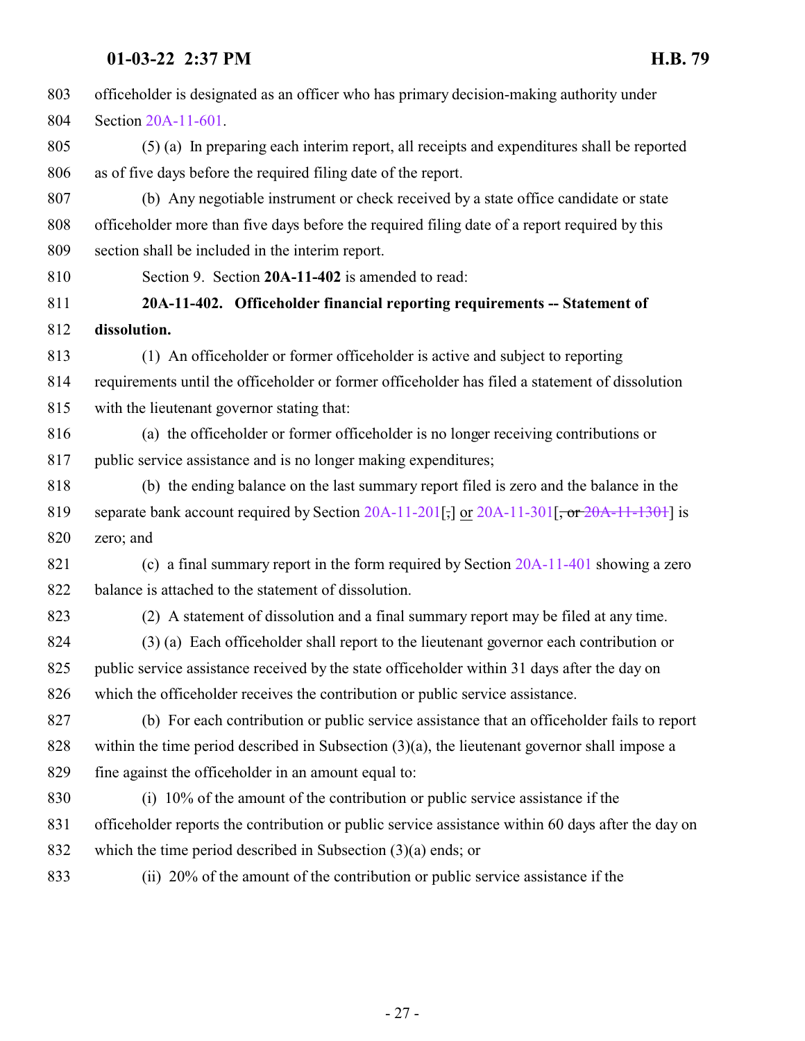officeholder is designated as an officer who has primary decision-making authority under Section 20A-11-601.

(5) (a) In preparing each interim report, all receipts and expenditures shall be reported as of five days before the required filing date of the report.

(b) Any negotiable instrument or check received by a state office candidate or state officeholder more than five days before the required filing date of a report required by this section shall be included in the interim report.

Section 9. Section **20A-11-402** is amended to read:

**20A-11-402. Officeholder financial reporting requirements -- Statement of dissolution.**

(1) An officeholder or former officeholder is active and subject to reporting requirements until the officeholder or former officeholder has filed a statement of dissolution with the lieutenant governor stating that:

(a) the officeholder or former officeholder is no longer receiving contributions or public service assistance and is no longer making expenditures;

(b) the ending balance on the last summary report filed is zero and the balance in the separate bank account required by Section 20A-11-201[,] or 20A-11-301[~~, or 20A-11-1301~~] is zero; and

(c) a final summary report in the form required by Section 20A-11-401 showing a zero balance is attached to the statement of dissolution.

(2) A statement of dissolution and a final summary report may be filed at any time.

(3) (a) Each officeholder shall report to the lieutenant governor each contribution or public service assistance received by the state officeholder within 31 days after the day on which the officeholder receives the contribution or public service assistance.

(b) For each contribution or public service assistance that an officeholder fails to report within the time period described in Subsection (3)(a), the lieutenant governor shall impose a fine against the officeholder in an amount equal to:

(i) 10% of the amount of the contribution or public service assistance if the officeholder reports the contribution or public service assistance within 60 days after the day on which the time period described in Subsection (3)(a) ends; or

(ii) 20% of the amount of the contribution or public service assistance if the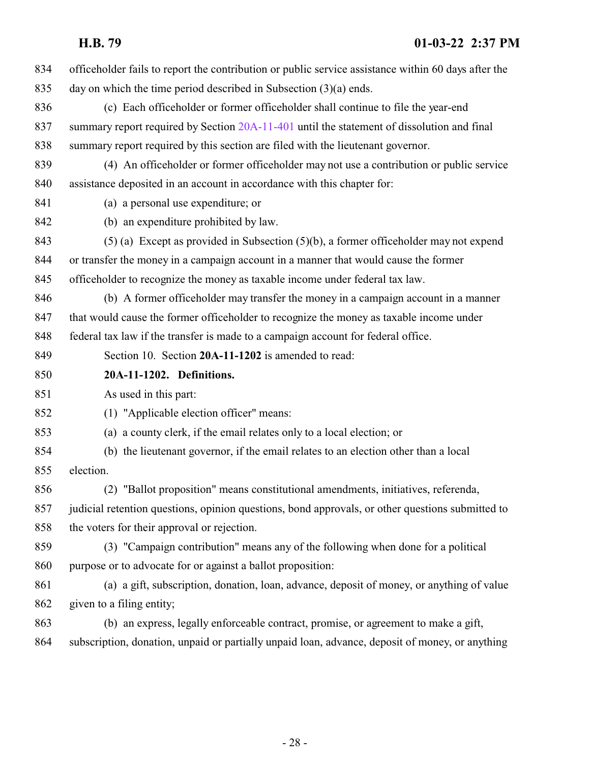officeholder fails to report the contribution or public service assistance within 60 days after the day on which the time period described in Subsection (3)(a) ends.

(c) Each officeholder or former officeholder shall continue to file the year-end summary report required by Section 20A-11-401 until the statement of dissolution and final summary report required by this section are filed with the lieutenant governor.

(4) An officeholder or former officeholder may not use a contribution or public service assistance deposited in an account in accordance with this chapter for:

(a) a personal use expenditure; or

(b) an expenditure prohibited by law.

(5) (a) Except as provided in Subsection (5)(b), a former officeholder may not expend or transfer the money in a campaign account in a manner that would cause the former officeholder to recognize the money as taxable income under federal tax law.

(b) A former officeholder may transfer the money in a campaign account in a manner that would cause the former officeholder to recognize the money as taxable income under federal tax law if the transfer is made to a campaign account for federal office.

Section 10. Section **20A-11-1202** is amended to read:

**20A-11-1202. Definitions.**

As used in this part:

(1) "Applicable election officer" means:

(a) a county clerk, if the email relates only to a local election; or

(b) the lieutenant governor, if the email relates to an election other than a local election.

(2) "Ballot proposition" means constitutional amendments, initiatives, referenda, judicial retention questions, opinion questions, bond approvals, or other questions submitted to the voters for their approval or rejection.

(3) "Campaign contribution" means any of the following when done for a political purpose or to advocate for or against a ballot proposition:

(a) a gift, subscription, donation, loan, advance, deposit of money, or anything of value given to a filing entity;

(b) an express, legally enforceable contract, promise, or agreement to make a gift, subscription, donation, unpaid or partially unpaid loan, advance, deposit of money, or anything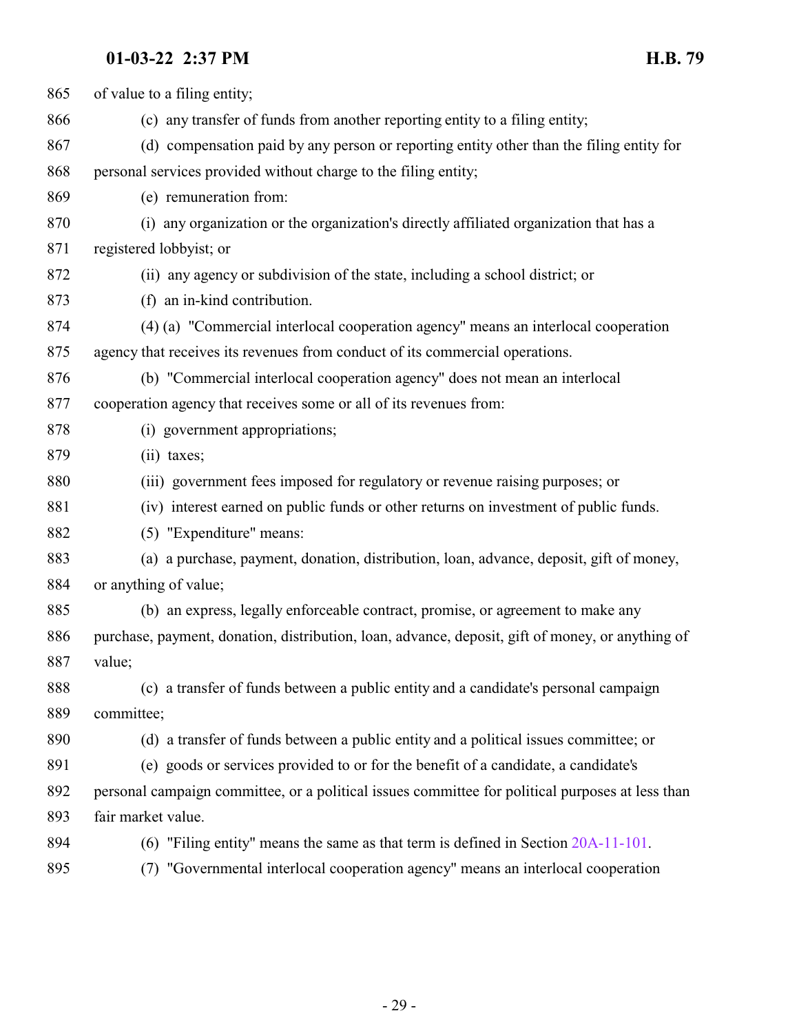of value to a filing entity;

(c) any transfer of funds from another reporting entity to a filing entity;

(d) compensation paid by any person or reporting entity other than the filing entity for personal services provided without charge to the filing entity;

(e) remuneration from:

(i) any organization or the organization's directly affiliated organization that has a registered lobbyist; or

(ii) any agency or subdivision of the state, including a school district; or

(f) an in-kind contribution.

(4) (a) "Commercial interlocal cooperation agency" means an interlocal cooperation agency that receives its revenues from conduct of its commercial operations.

(b) "Commercial interlocal cooperation agency" does not mean an interlocal cooperation agency that receives some or all of its revenues from:

(i) government appropriations;

(ii) taxes;

(iii) government fees imposed for regulatory or revenue raising purposes; or

(iv) interest earned on public funds or other returns on investment of public funds.

(5) "Expenditure" means:

(a) a purchase, payment, donation, distribution, loan, advance, deposit, gift of money, or anything of value;

(b) an express, legally enforceable contract, promise, or agreement to make any purchase, payment, donation, distribution, loan, advance, deposit, gift of money, or anything of value;

(c) a transfer of funds between a public entity and a candidate's personal campaign committee;

(d) a transfer of funds between a public entity and a political issues committee; or

(e) goods or services provided to or for the benefit of a candidate, a candidate's personal campaign committee, or a political issues committee for political purposes at less than fair market value.

(6) "Filing entity" means the same as that term is defined in Section 20A-11-101.

(7) "Governmental interlocal cooperation agency" means an interlocal cooperation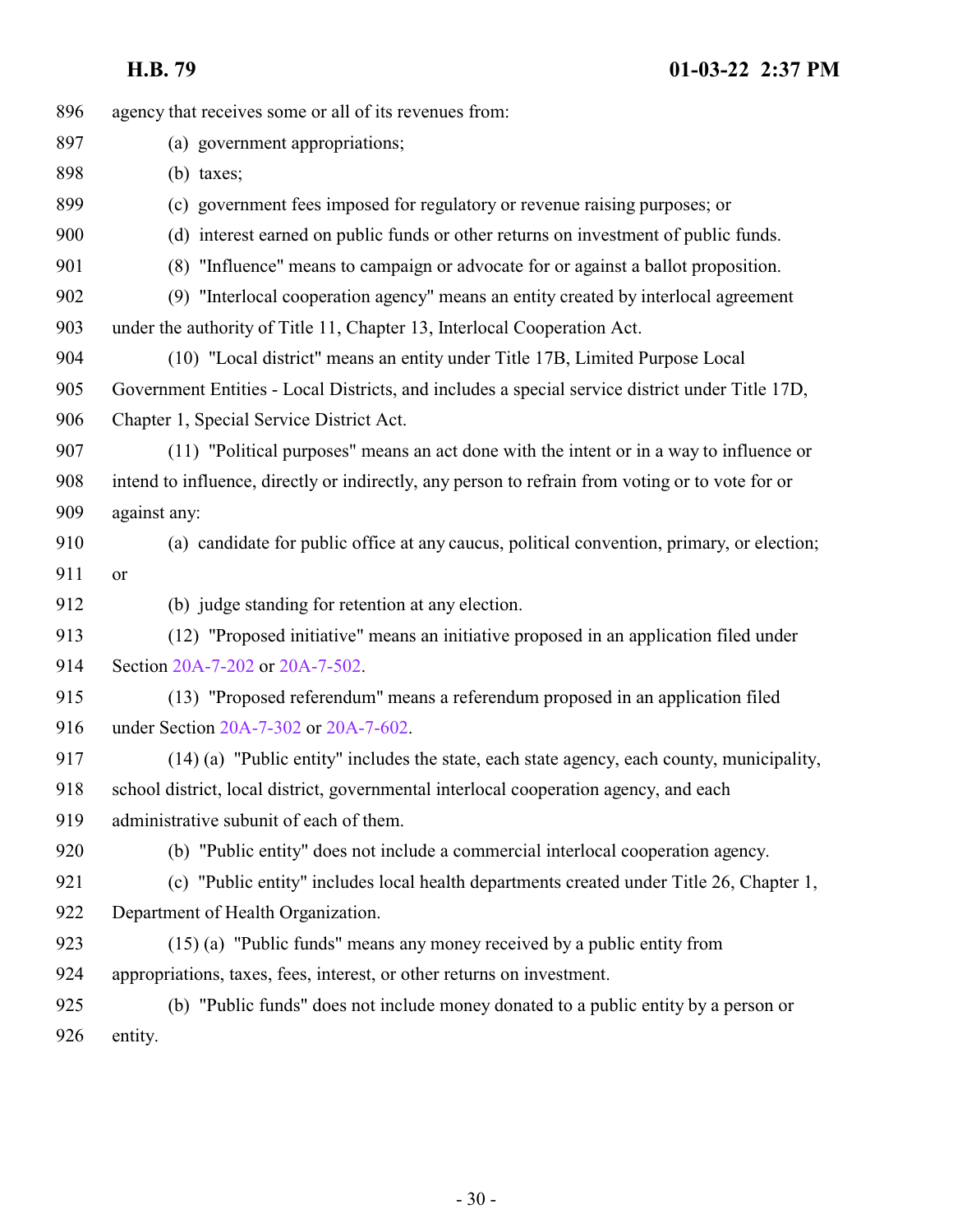agency that receives some or all of its revenues from:

(a) government appropriations;

(b) taxes;

(c) government fees imposed for regulatory or revenue raising purposes; or

(d) interest earned on public funds or other returns on investment of public funds.

(8) "Influence" means to campaign or advocate for or against a ballot proposition.

(9) "Interlocal cooperation agency" means an entity created by interlocal agreement under the authority of Title 11, Chapter 13, Interlocal Cooperation Act.

(10) "Local district" means an entity under Title 17B, Limited Purpose Local Government Entities - Local Districts, and includes a special service district under Title 17D, Chapter 1, Special Service District Act.

(11) "Political purposes" means an act done with the intent or in a way to influence or intend to influence, directly or indirectly, any person to refrain from voting or to vote for or against any:

(a) candidate for public office at any caucus, political convention, primary, or election; or

(b) judge standing for retention at any election.

(12) "Proposed initiative" means an initiative proposed in an application filed under Section 20A-7-202 or 20A-7-502.

(13) "Proposed referendum" means a referendum proposed in an application filed under Section 20A-7-302 or 20A-7-602.

(14) (a) "Public entity" includes the state, each state agency, each county, municipality, school district, local district, governmental interlocal cooperation agency, and each administrative subunit of each of them.

(b) "Public entity" does not include a commercial interlocal cooperation agency.

(c) "Public entity" includes local health departments created under Title 26, Chapter 1, Department of Health Organization.

(15) (a) "Public funds" means any money received by a public entity from appropriations, taxes, fees, interest, or other returns on investment.

(b) "Public funds" does not include money donated to a public entity by a person or entity.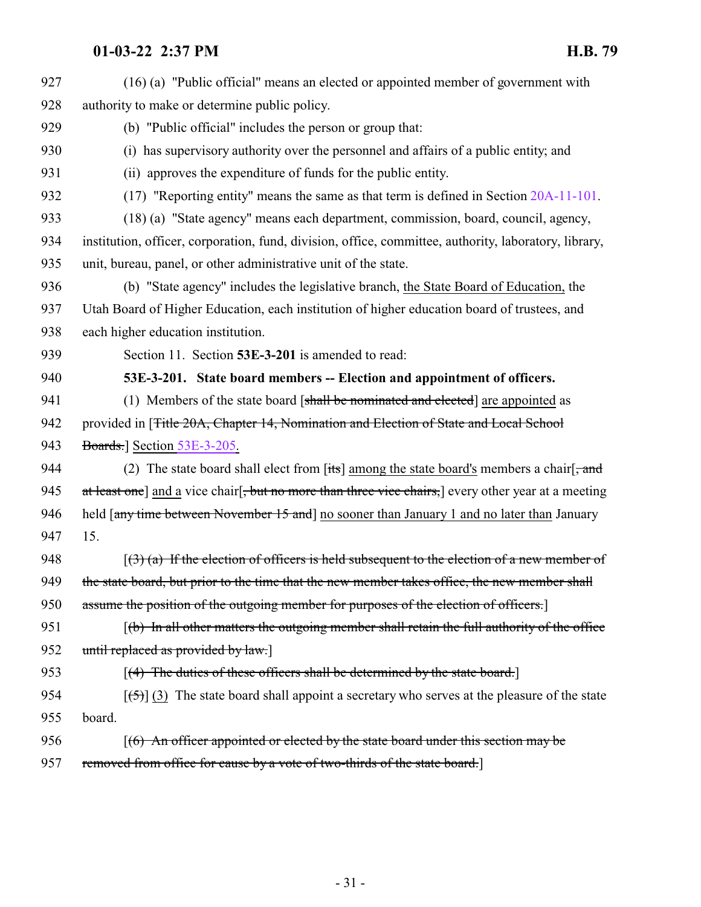(16) (a) "Public official" means an elected or appointed member of government with authority to make or determine public policy.

(b) "Public official" includes the person or group that:

(i) has supervisory authority over the personnel and affairs of a public entity; and

(ii) approves the expenditure of funds for the public entity.

(17) "Reporting entity" means the same as that term is defined in Section 20A-11-101.

(18) (a) "State agency" means each department, commission, board, council, agency, institution, officer, corporation, fund, division, office, committee, authority, laboratory, library, unit, bureau, panel, or other administrative unit of the state.

(b) "State agency" includes the legislative branch, <u>the State Board of Education,</u> the Utah Board of Higher Education, each institution of higher education board of trustees, and each higher education institution.

Section 11. Section **53E-3-201** is amended to read:

**53E-3-201. State board members -- Election and appointment of officers.**

(1) Members of the state board [~~shall be nominated and elected~~] <u>are appointed</u> as provided in [~~Title 20A, Chapter 14, Nomination and Election of State and Local School Boards.~~] <u>Section 53E-3-205.</u>

(2) The state board shall elect from [~~its~~] <u>among the state board's</u> members a chair[~~, and at least one~~] <u>and a</u> vice chair[~~, but no more than three vice chairs,~~] every other year at a meeting held [~~any time between November 15 and~~] <u>no sooner than January 1 and no later than</u> January 15.

[~~(3) (a) If the election of officers is held subsequent to the election of a new member of the state board, but prior to the time that the new member takes office, the new member shall assume the position of the outgoing member for purposes of the election of officers.~~]

[~~(b) In all other matters the outgoing member shall retain the full authority of the office until replaced as provided by law.~~]

[~~(4) The duties of these officers shall be determined by the state board.~~]

[~~(5)~~] <u>(3)</u> The state board shall appoint a secretary who serves at the pleasure of the state board.

[~~(6) An officer appointed or elected by the state board under this section may be removed from office for cause by a vote of two-thirds of the state board.~~]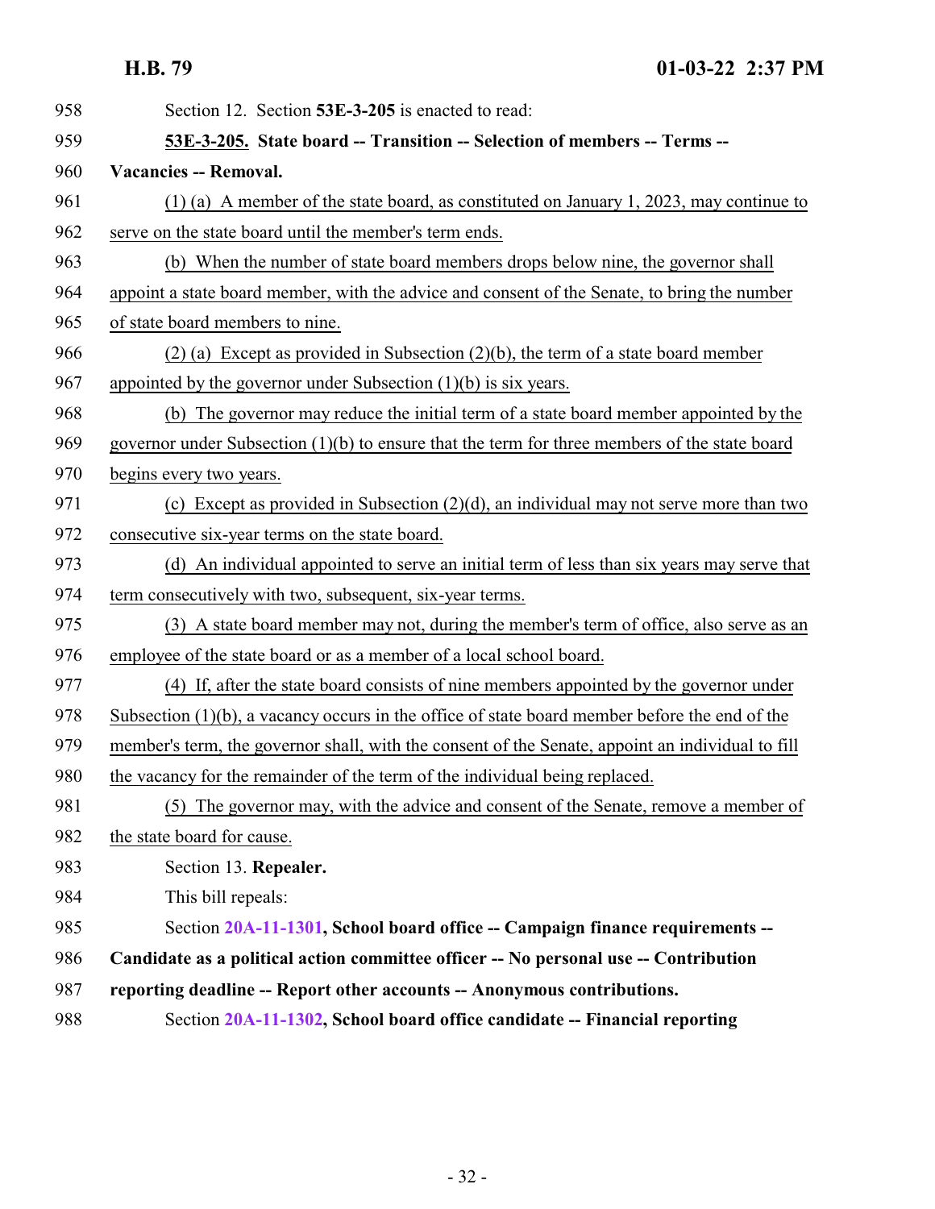Section 12. Section **53E-3-205** is enacted to read:

**53E-3-205. State board -- Transition -- Selection of members -- Terms -- Vacancies -- Removal.**

(1) (a) A member of the state board, as constituted on January 1, 2023, may continue to serve on the state board until the member's term ends.

(b) When the number of state board members drops below nine, the governor shall appoint a state board member, with the advice and consent of the Senate, to bring the number of state board members to nine.

(2) (a) Except as provided in Subsection (2)(b), the term of a state board member appointed by the governor under Subsection (1)(b) is six years.

(b) The governor may reduce the initial term of a state board member appointed by the governor under Subsection (1)(b) to ensure that the term for three members of the state board begins every two years.

(c) Except as provided in Subsection (2)(d), an individual may not serve more than two consecutive six-year terms on the state board.

(d) An individual appointed to serve an initial term of less than six years may serve that term consecutively with two, subsequent, six-year terms.

(3) A state board member may not, during the member's term of office, also serve as an employee of the state board or as a member of a local school board.

(4) If, after the state board consists of nine members appointed by the governor under Subsection (1)(b), a vacancy occurs in the office of state board member before the end of the member's term, the governor shall, with the consent of the Senate, appoint an individual to fill the vacancy for the remainder of the term of the individual being replaced.

(5) The governor may, with the advice and consent of the Senate, remove a member of the state board for cause.

Section 13. **Repealer.**

This bill repeals:

Section **20A-11-1301, School board office -- Campaign finance requirements -- Candidate as a political action committee officer -- No personal use -- Contribution reporting deadline -- Report other accounts -- Anonymous contributions.**

Section **20A-11-1302, School board office candidate -- Financial reporting**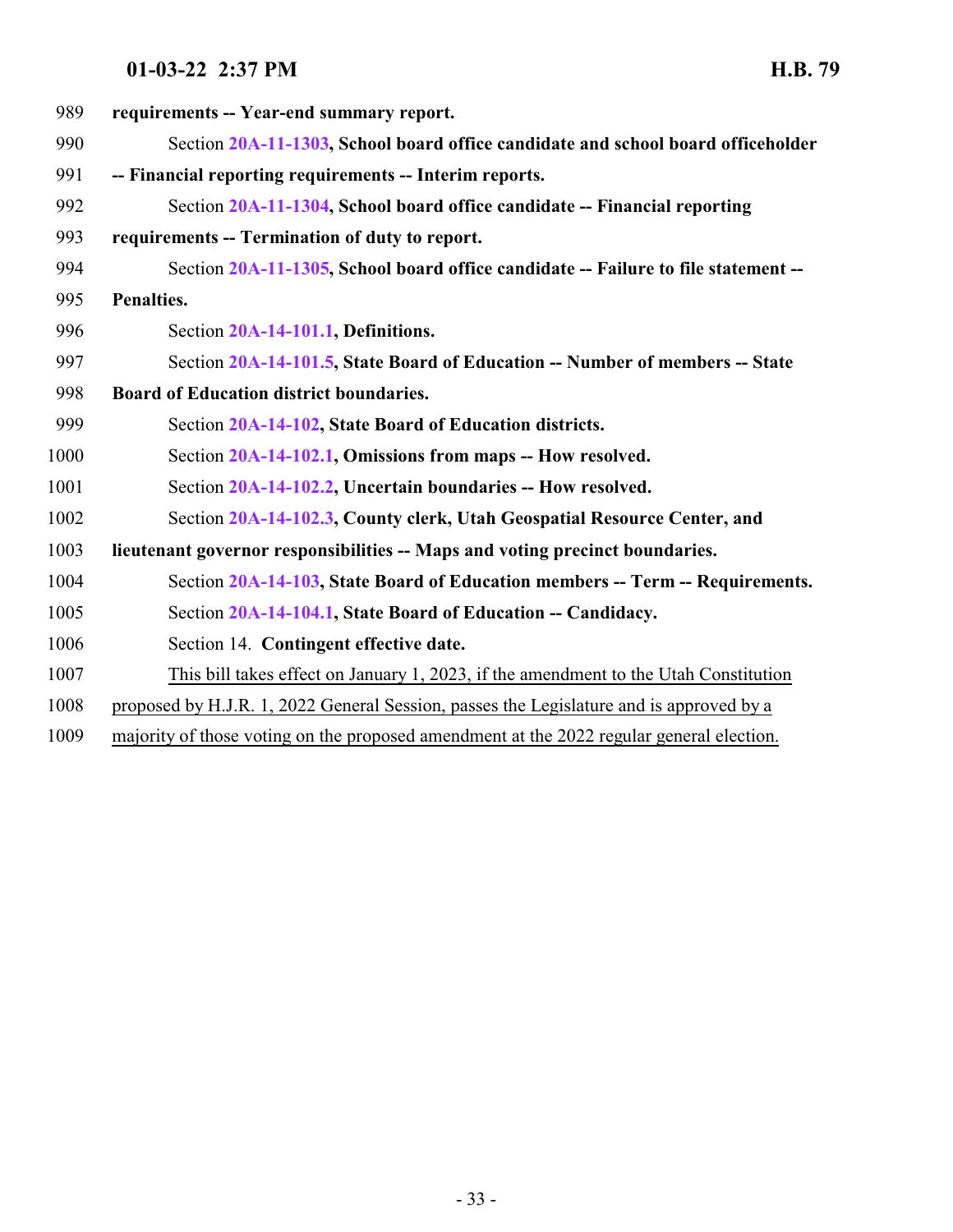**requirements -- Year-end summary report.**

Section **20A-11-1303, School board office candidate and school board officeholder -- Financial reporting requirements -- Interim reports.**

Section **20A-11-1304, School board office candidate -- Financial reporting requirements -- Termination of duty to report.**

Section **20A-11-1305, School board office candidate -- Failure to file statement -- Penalties.**

Section **20A-14-101.1, Definitions.**

Section **20A-14-101.5, State Board of Education -- Number of members -- State Board of Education district boundaries.**

Section **20A-14-102, State Board of Education districts.**

Section **20A-14-102.1, Omissions from maps -- How resolved.**

Section **20A-14-102.2, Uncertain boundaries -- How resolved.**

Section **20A-14-102.3, County clerk, Utah Geospatial Resource Center, and lieutenant governor responsibilities -- Maps and voting precinct boundaries.**

Section **20A-14-103, State Board of Education members -- Term -- Requirements.**

Section **20A-14-104.1, State Board of Education -- Candidacy.**

Section 14. **Contingent effective date.**

This bill takes effect on January 1, 2023, if the amendment to the Utah Constitution proposed by H.J.R. 1, 2022 General Session, passes the Legislature and is approved by a majority of those voting on the proposed amendment at the 2022 regular general election.